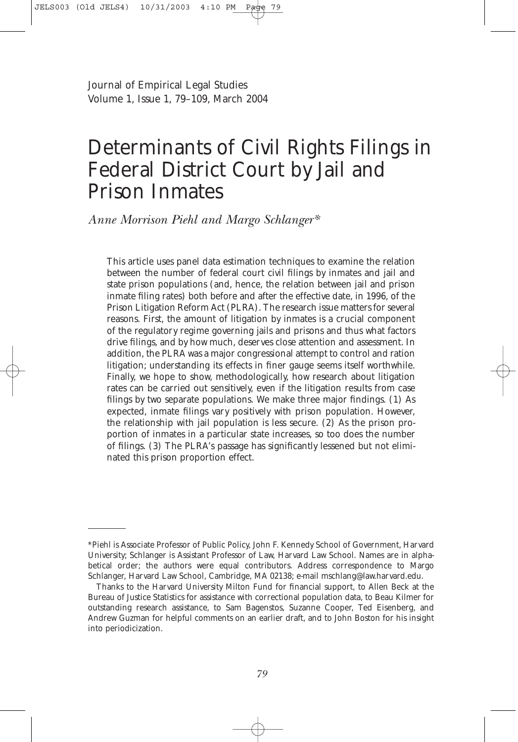Journal of Empirical Legal Studies
Volume 1, Issue 1, 79–109, March 2004

# Determinants of Civil Rights Filings in Federal District Court by Jail and Prison Inmates

*Anne Morrison Piehl and Margo Schlanger**

This article uses panel data estimation techniques to examine the relation between the number of federal court civil filings by inmates and jail and state prison populations (and, hence, the relation between jail and prison inmate filing rates) both before and after the effective date, in 1996, of the Prison Litigation Reform Act (PLRA). The research issue matters for several reasons. First, the amount of litigation by inmates is a crucial component of the regulatory regime governing jails and prisons and thus what factors drive filings, and by how much, deserves close attention and assessment. In addition, the PLRA was a major congressional attempt to control and ration litigation; understanding its effects in finer gauge seems itself worthwhile. Finally, we hope to show, methodologically, how research about litigation rates can be carried out sensitively, even if the litigation results from case filings by two separate populations. We make three major findings. (1) As expected, inmate filings vary positively with prison population. However, the relationship with jail population is less secure. (2) As the prison proportion of inmates in a particular state increases, so too does the number of filings. (3) The PLRA's passage has significantly lessened but not eliminated this prison proportion effect.

---

*Piehl is Associate Professor of Public Policy, John F. Kennedy School of Government, Harvard University; Schlanger is Assistant Professor of Law, Harvard Law School. Names are in alphabetical order; the authors were equal contributors. Address correspondence to Margo Schlanger, Harvard Law School, Cambridge, MA 02138; e-mail mschlang@law.harvard.edu.

Thanks to the Harvard University Milton Fund for financial support, to Allen Beck at the Bureau of Justice Statistics for assistance with correctional population data, to Beau Kilmer for outstanding research assistance, to Sam Bagenstos, Suzanne Cooper, Ted Eisenberg, and Andrew Guzman for helpful comments on an earlier draft, and to John Boston for his insight into periodicization.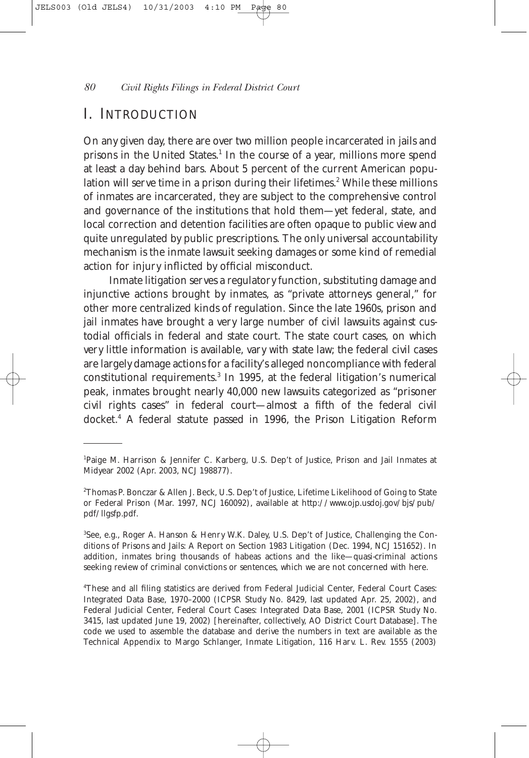# I. Introduction

On any given day, there are over two million people incarcerated in jails and prisons in the United States.[1] In the course of a year, millions more spend at least a day behind bars. About 5 percent of the current American population will serve time in a prison during their lifetimes.[2] While these millions of inmates are incarcerated, they are subject to the comprehensive control and governance of the institutions that hold them—yet federal, state, and local correction and detention facilities are often opaque to public view and quite unregulated by public prescriptions. The only universal accountability mechanism is the inmate lawsuit seeking damages or some kind of remedial action for injury inflicted by official misconduct.

Inmate litigation serves a regulatory function, substituting damage and injunctive actions brought by inmates, as "private attorneys general," for other more centralized kinds of regulation. Since the late 1960s, prison and jail inmates have brought a very large number of civil lawsuits against custodial officials in federal and state court. The state court cases, on which very little information is available, vary with state law; the federal civil cases are largely damage actions for a facility's alleged noncompliance with federal constitutional requirements.[3] In 1995, at the federal litigation's numerical peak, inmates brought nearly 40,000 new lawsuits categorized as "prisoner civil rights cases" in federal court—almost a fifth of the federal civil docket.[4] A federal statute passed in 1996, the Prison Litigation Reform

---

[1]Paige M. Harrison & Jennifer C. Karberg, U.S. Dep't of Justice, Prison and Jail Inmates at Midyear 2002 (Apr. 2003, NCJ 198877).

[2]Thomas P. Bonczar & Allen J. Beck, U.S. Dep't of Justice, Lifetime Likelihood of Going to State or Federal Prison (Mar. 1997, NCJ 160092), available at http://www.ojp.usdoj.gov/bjs/pub/pdf/llgsfp.pdf.

[3]See, e.g., Roger A. Hanson & Henry W.K. Daley, U.S. Dep't of Justice, Challenging the Conditions of Prisons and Jails: A Report on Section 1983 Litigation (Dec. 1994, NCJ 151652). In addition, inmates bring thousands of habeas actions and the like—quasi-criminal actions seeking review of criminal convictions or sentences, which we are not concerned with here.

[4]These and all filing statistics are derived from Federal Judicial Center, Federal Court Cases: Integrated Data Base, 1970–2000 (ICPSR Study No. 8429, last updated Apr. 25, 2002), and Federal Judicial Center, Federal Court Cases: Integrated Data Base, 2001 (ICPSR Study No. 3415, last updated June 19, 2002) [hereinafter, collectively, AO District Court Database]. The code we used to assemble the database and derive the numbers in text are available as the Technical Appendix to Margo Schlanger, Inmate Litigation, 116 Harv. L. Rev. 1555 (2003)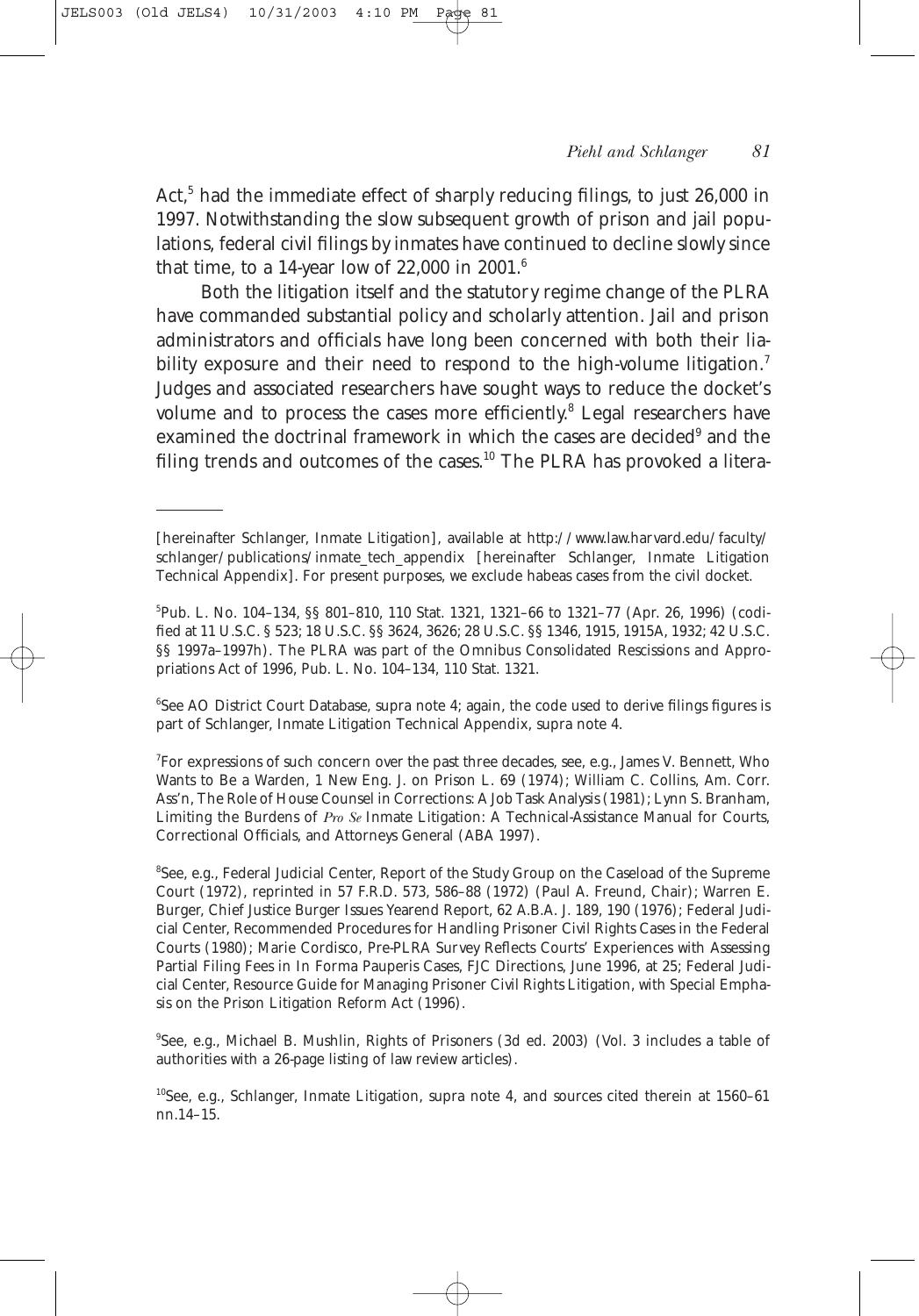Act,[5] had the immediate effect of sharply reducing filings, to just 26,000 in 1997. Notwithstanding the slow subsequent growth of prison and jail populations, federal civil filings by inmates have continued to decline slowly since that time, to a 14-year low of 22,000 in 2001.[6]

Both the litigation itself and the statutory regime change of the PLRA have commanded substantial policy and scholarly attention. Jail and prison administrators and officials have long been concerned with both their liability exposure and their need to respond to the high-volume litigation.[7] Judges and associated researchers have sought ways to reduce the docket's volume and to process the cases more efficiently.[8] Legal researchers have examined the doctrinal framework in which the cases are decided[9] and the filing trends and outcomes of the cases.[10] The PLRA has provoked a litera-

---

[hereinafter Schlanger, Inmate Litigation], available at http://www.law.harvard.edu/faculty/schlanger/publications/inmate_tech_appendix [hereinafter Schlanger, Inmate Litigation Technical Appendix]. For present purposes, we exclude habeas cases from the civil docket.

[5]Pub. L. No. 104–134, §§ 801–810, 110 Stat. 1321, 1321–66 to 1321–77 (Apr. 26, 1996) (codified at 11 U.S.C. § 523; 18 U.S.C. §§ 3624, 3626; 28 U.S.C. §§ 1346, 1915, 1915A, 1932; 42 U.S.C. §§ 1997a–1997h). The PLRA was part of the Omnibus Consolidated Rescissions and Appropriations Act of 1996, Pub. L. No. 104–134, 110 Stat. 1321.

[6]See AO District Court Database, supra note 4; again, the code used to derive filings figures is part of Schlanger, Inmate Litigation Technical Appendix, supra note 4.

[7]For expressions of such concern over the past three decades, see, e.g., James V. Bennett, Who Wants to Be a Warden, 1 New Eng. J. on Prison L. 69 (1974); William C. Collins, Am. Corr. Ass'n, The Role of House Counsel in Corrections: A Job Task Analysis (1981); Lynn S. Branham, Limiting the Burdens of *Pro Se* Inmate Litigation: A Technical-Assistance Manual for Courts, Correctional Officials, and Attorneys General (ABA 1997).

[8]See, e.g., Federal Judicial Center, Report of the Study Group on the Caseload of the Supreme Court (1972), reprinted in 57 F.R.D. 573, 586–88 (1972) (Paul A. Freund, Chair); Warren E. Burger, Chief Justice Burger Issues Yearend Report, 62 A.B.A. J. 189, 190 (1976); Federal Judicial Center, Recommended Procedures for Handling Prisoner Civil Rights Cases in the Federal Courts (1980); Marie Cordisco, Pre-PLRA Survey Reflects Courts' Experiences with Assessing Partial Filing Fees in In Forma Pauperis Cases, FJC Directions, June 1996, at 25; Federal Judicial Center, Resource Guide for Managing Prisoner Civil Rights Litigation, with Special Emphasis on the Prison Litigation Reform Act (1996).

[9]See, e.g., Michael B. Mushlin, Rights of Prisoners (3d ed. 2003) (Vol. 3 includes a table of authorities with a 26-page listing of law review articles).

[10]See, e.g., Schlanger, Inmate Litigation, supra note 4, and sources cited therein at 1560–61 nn.14–15.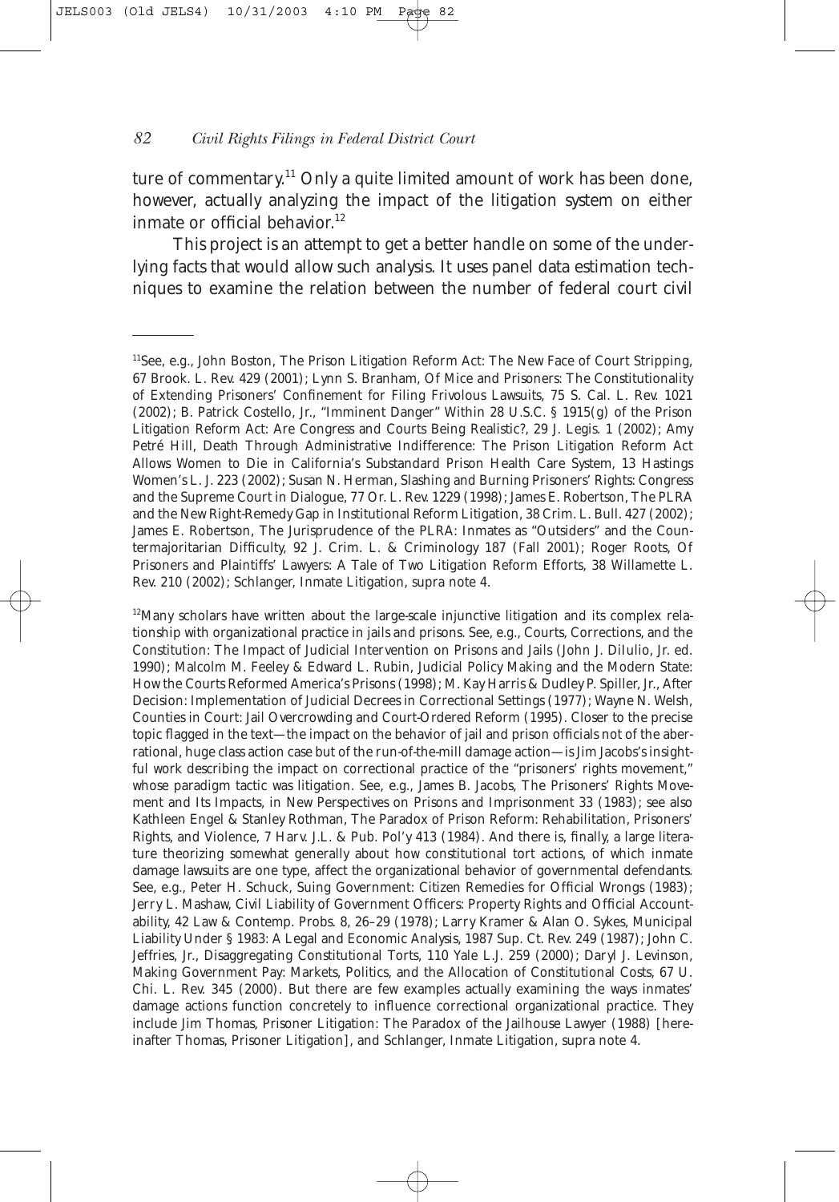ture of commentary.[11] Only a quite limited amount of work has been done, however, actually analyzing the impact of the litigation system on either inmate or official behavior.[12]

This project is an attempt to get a better handle on some of the underlying facts that would allow such analysis. It uses panel data estimation techniques to examine the relation between the number of federal court civil

---

[11]See, e.g., John Boston, The Prison Litigation Reform Act: The New Face of Court Stripping, 67 Brook. L. Rev. 429 (2001); Lynn S. Branham, Of Mice and Prisoners: The Constitutionality of Extending Prisoners' Confinement for Filing Frivolous Lawsuits, 75 S. Cal. L. Rev. 1021 (2002); B. Patrick Costello, Jr., "Imminent Danger" Within 28 U.S.C. § 1915(g) of the Prison Litigation Reform Act: Are Congress and Courts Being Realistic?, 29 J. Legis. 1 (2002); Amy Petré Hill, Death Through Administrative Indifference: The Prison Litigation Reform Act Allows Women to Die in California's Substandard Prison Health Care System, 13 Hastings Women's L. J. 223 (2002); Susan N. Herman, Slashing and Burning Prisoners' Rights: Congress and the Supreme Court in Dialogue, 77 Or. L. Rev. 1229 (1998); James E. Robertson, The PLRA and the New Right-Remedy Gap in Institutional Reform Litigation, 38 Crim. L. Bull. 427 (2002); James E. Robertson, The Jurisprudence of the PLRA: Inmates as "Outsiders" and the Countermajoritarian Difficulty, 92 J. Crim. L. & Criminology 187 (Fall 2001); Roger Roots, Of Prisoners and Plaintiffs' Lawyers: A Tale of Two Litigation Reform Efforts, 38 Willamette L. Rev. 210 (2002); Schlanger, Inmate Litigation, supra note 4.

[12]Many scholars have written about the large-scale injunctive litigation and its complex relationship with organizational practice in jails and prisons. See, e.g., Courts, Corrections, and the Constitution: The Impact of Judicial Intervention on Prisons and Jails (John J. DiIulio, Jr. ed. 1990); Malcolm M. Feeley & Edward L. Rubin, Judicial Policy Making and the Modern State: How the Courts Reformed America's Prisons (1998); M. Kay Harris & Dudley P. Spiller, Jr., After Decision: Implementation of Judicial Decrees in Correctional Settings (1977); Wayne N. Welsh, Counties in Court: Jail Overcrowding and Court-Ordered Reform (1995). Closer to the precise topic flagged in the text—the impact on the behavior of jail and prison officials not of the aberrational, huge class action case but of the run-of-the-mill damage action—is Jim Jacobs's insightful work describing the impact on correctional practice of the "prisoners' rights movement," whose paradigm tactic was litigation. See, e.g., James B. Jacobs, The Prisoners' Rights Movement and Its Impacts, in New Perspectives on Prisons and Imprisonment 33 (1983); see also Kathleen Engel & Stanley Rothman, The Paradox of Prison Reform: Rehabilitation, Prisoners' Rights, and Violence, 7 Harv. J.L. & Pub. Pol'y 413 (1984). And there is, finally, a large literature theorizing somewhat generally about how constitutional tort actions, of which inmate damage lawsuits are one type, affect the organizational behavior of governmental defendants. See, e.g., Peter H. Schuck, Suing Government: Citizen Remedies for Official Wrongs (1983); Jerry L. Mashaw, Civil Liability of Government Officers: Property Rights and Official Accountability, 42 Law & Contemp. Probs. 8, 26–29 (1978); Larry Kramer & Alan O. Sykes, Municipal Liability Under § 1983: A Legal and Economic Analysis, 1987 Sup. Ct. Rev. 249 (1987); John C. Jeffries, Jr., Disaggregating Constitutional Torts, 110 Yale L.J. 259 (2000); Daryl J. Levinson, Making Government Pay: Markets, Politics, and the Allocation of Constitutional Costs, 67 U. Chi. L. Rev. 345 (2000). But there are few examples actually examining the ways inmates' damage actions function concretely to influence correctional organizational practice. They include Jim Thomas, Prisoner Litigation: The Paradox of the Jailhouse Lawyer (1988) [hereinafter Thomas, Prisoner Litigation], and Schlanger, Inmate Litigation, supra note 4.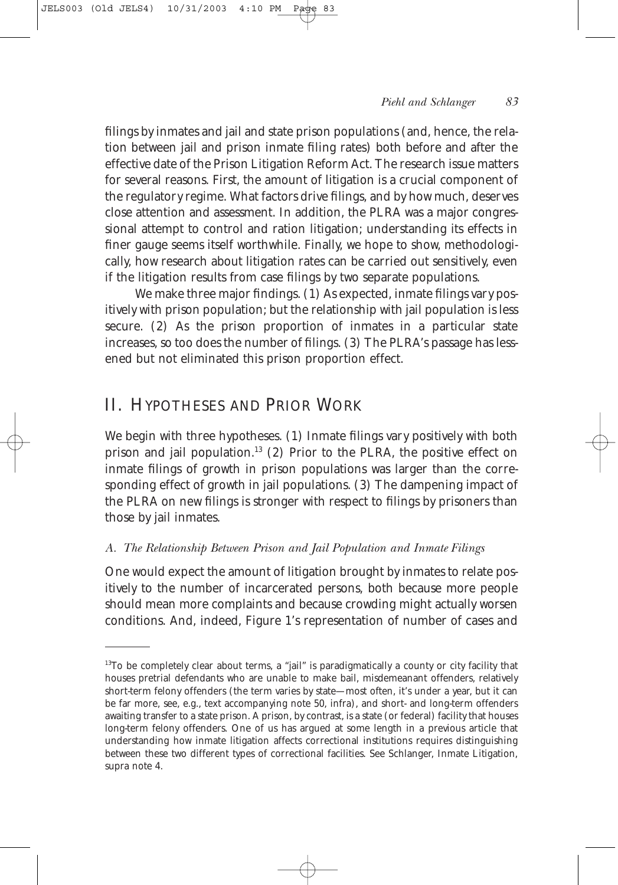filings by inmates and jail and state prison populations (and, hence, the relation between jail and prison inmate filing rates) both before and after the effective date of the Prison Litigation Reform Act. The research issue matters for several reasons. First, the amount of litigation is a crucial component of the regulatory regime. What factors drive filings, and by how much, deserves close attention and assessment. In addition, the PLRA was a major congressional attempt to control and ration litigation; understanding its effects in finer gauge seems itself worthwhile. Finally, we hope to show, methodologically, how research about litigation rates can be carried out sensitively, even if the litigation results from case filings by two separate populations.

We make three major findings. (1) As expected, inmate filings vary positively with prison population; but the relationship with jail population is less secure. (2) As the prison proportion of inmates in a particular state increases, so too does the number of filings. (3) The PLRA's passage has lessened but not eliminated this prison proportion effect.

## II. Hypotheses and Prior Work

We begin with three hypotheses. (1) Inmate filings vary positively with both prison and jail population.[13] (2) Prior to the PLRA, the positive effect on inmate filings of growth in prison populations was larger than the corresponding effect of growth in jail populations. (3) The dampening impact of the PLRA on new filings is stronger with respect to filings by prisoners than those by jail inmates.

### *A. The Relationship Between Prison and Jail Population and Inmate Filings*

One would expect the amount of litigation brought by inmates to relate positively to the number of incarcerated persons, both because more people should mean more complaints and because crowding might actually worsen conditions. And, indeed, Figure 1's representation of number of cases and

---

[13]To be completely clear about terms, a "jail" is paradigmatically a county or city facility that houses pretrial defendants who are unable to make bail, misdemeanant offenders, relatively short-term felony offenders (the term varies by state—most often, it's under a year, but it can be far more, see, e.g., text accompanying note 50, infra), and short- and long-term offenders awaiting transfer to a state prison. A prison, by contrast, is a state (or federal) facility that houses long-term felony offenders. One of us has argued at some length in a previous article that understanding how inmate litigation affects correctional institutions requires distinguishing between these two different types of correctional facilities. See Schlanger, Inmate Litigation, supra note 4.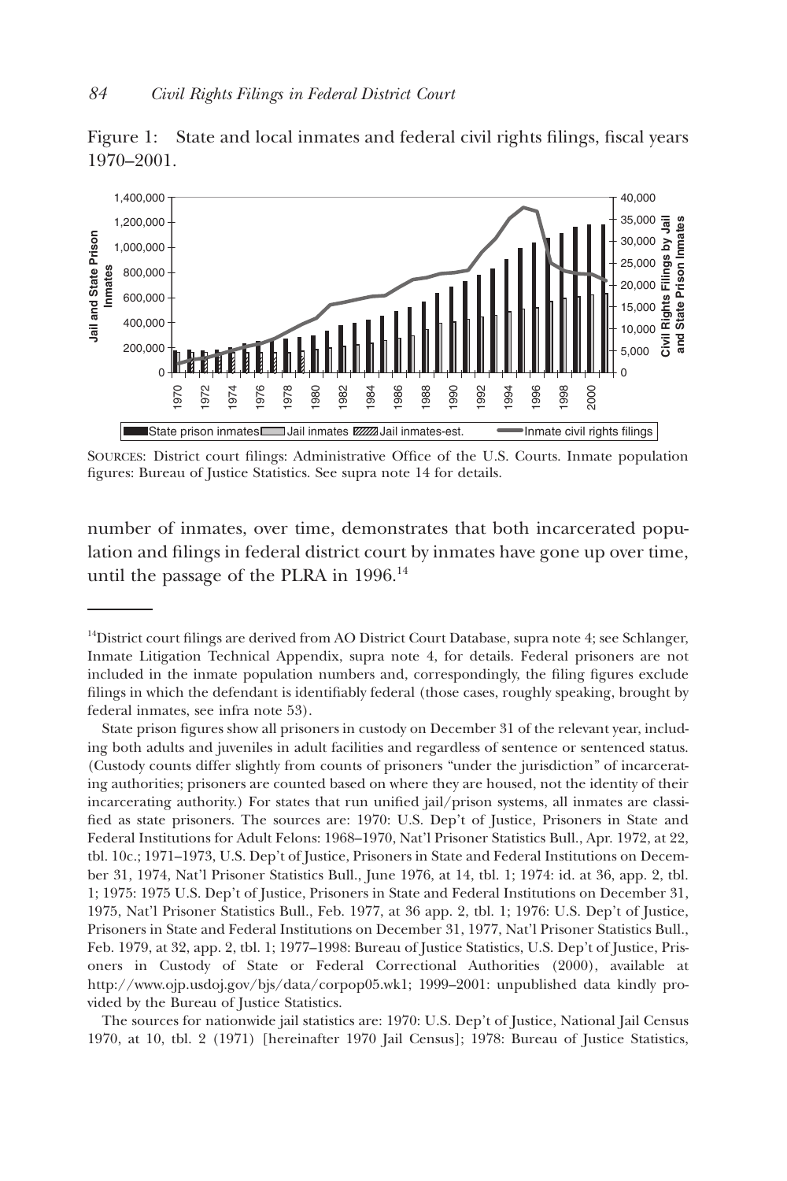Figure 1: State and local inmates and federal civil rights filings, fiscal years 1970–2001.

SOURCES: District court filings: Administrative Office of the U.S. Courts. Inmate population figures: Bureau of Justice Statistics. See supra note 14 for details.

number of inmates, over time, demonstrates that both incarcerated population and filings in federal district court by inmates have gone up over time, until the passage of the PLRA in 1996.[14]

---

[14]District court filings are derived from AO District Court Database, supra note 4; see Schlanger, Inmate Litigation Technical Appendix, supra note 4, for details. Federal prisoners are not included in the inmate population numbers and, correspondingly, the filing figures exclude filings in which the defendant is identifiably federal (those cases, roughly speaking, brought by federal inmates, see infra note 53).

State prison figures show all prisoners in custody on December 31 of the relevant year, including both adults and juveniles in adult facilities and regardless of sentence or sentenced status. (Custody counts differ slightly from counts of prisoners "under the jurisdiction" of incarcerating authorities; prisoners are counted based on where they are housed, not the identity of their incarcerating authority.) For states that run unified jail/prison systems, all inmates are classified as state prisoners. The sources are: 1970: U.S. Dep't of Justice, Prisoners in State and Federal Institutions for Adult Felons: 1968–1970, Nat'l Prisoner Statistics Bull., Apr. 1972, at 22, tbl. 10c.; 1971–1973, U.S. Dep't of Justice, Prisoners in State and Federal Institutions on December 31, 1974, Nat'l Prisoner Statistics Bull., June 1976, at 14, tbl. 1; 1974: id. at 36, app. 2, tbl. 1; 1975: 1975 U.S. Dep't of Justice, Prisoners in State and Federal Institutions on December 31, 1975, Nat'l Prisoner Statistics Bull., Feb. 1977, at 36 app. 2, tbl. 1; 1976: U.S. Dep't of Justice, Prisoners in State and Federal Institutions on December 31, 1977, Nat'l Prisoner Statistics Bull., Feb. 1979, at 32, app. 2, tbl. 1; 1977–1998: Bureau of Justice Statistics, U.S. Dep't of Justice, Prisoners in Custody of State or Federal Correctional Authorities (2000), available at http://www.ojp.usdoj.gov/bjs/data/corpop05.wk1; 1999–2001: unpublished data kindly provided by the Bureau of Justice Statistics.

The sources for nationwide jail statistics are: 1970: U.S. Dep't of Justice, National Jail Census 1970, at 10, tbl. 2 (1971) [hereinafter 1970 Jail Census]; 1978: Bureau of Justice Statistics,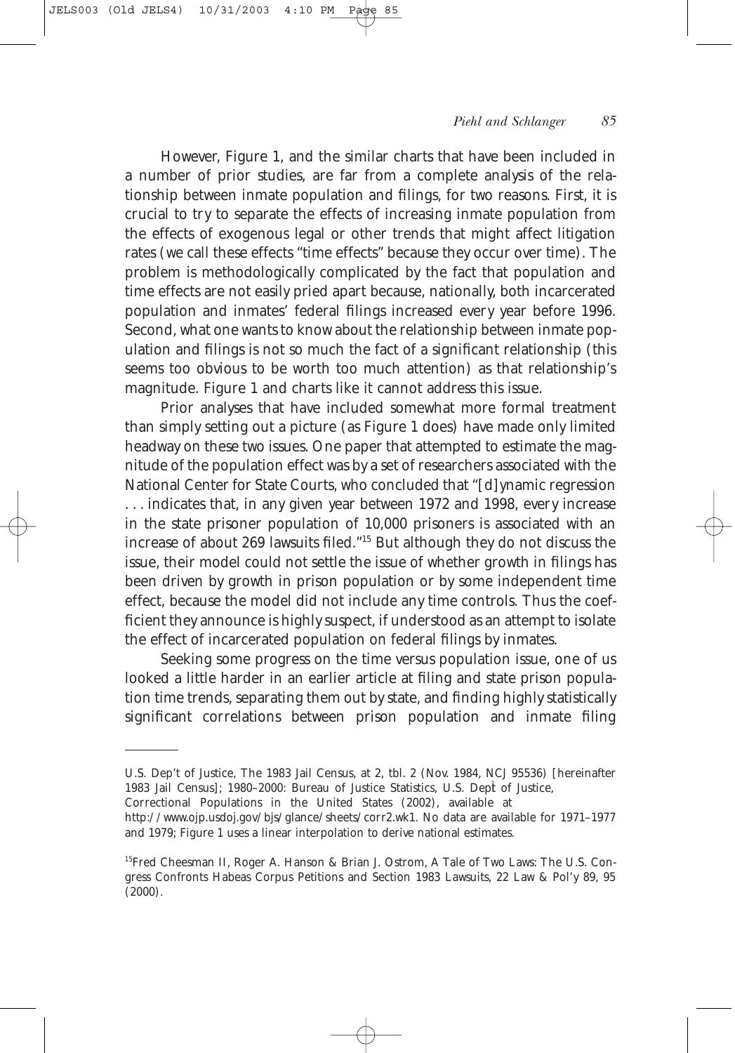However, Figure 1, and the similar charts that have been included in a number of prior studies, are far from a complete analysis of the relationship between inmate population and filings, for two reasons. First, it is crucial to try to separate the effects of increasing inmate population from the effects of exogenous legal or other trends that might affect litigation rates (we call these effects "time effects" because they occur over time). The problem is methodologically complicated by the fact that population and time effects are not easily pried apart because, nationally, both incarcerated population and inmates' federal filings increased every year before 1996. Second, what one wants to know about the relationship between inmate population and filings is not so much the fact of a significant relationship (this seems too obvious to be worth too much attention) as that relationship's magnitude. Figure 1 and charts like it cannot address this issue.

Prior analyses that have included somewhat more formal treatment than simply setting out a picture (as Figure 1 does) have made only limited headway on these two issues. One paper that attempted to estimate the magnitude of the population effect was by a set of researchers associated with the National Center for State Courts, who concluded that "[d]ynamic regression . . . indicates that, in any given year between 1972 and 1998, every increase in the state prisoner population of 10,000 prisoners is associated with an increase of about 269 lawsuits filed."[15] But although they do not discuss the issue, their model could not settle the issue of whether growth in filings has been driven by growth in prison population or by some independent time effect, because the model did not include any time controls. Thus the coefficient they announce is highly suspect, if understood as an attempt to isolate the effect of incarcerated population on federal filings by inmates.

Seeking some progress on the time versus population issue, one of us looked a little harder in an earlier article at filing and state prison population time trends, separating them out by state, and finding highly statistically significant correlations between prison population and inmate filing

---

U.S. Dep't of Justice, The 1983 Jail Census, at 2, tbl. 2 (Nov. 1984, NCJ 95536) [hereinafter 1983 Jail Census]; 1980–2000: Bureau of Justice Statistics, U.S. Dep't of Justice, Correctional Populations in the United States (2002), available at http://www.ojp.usdoj.gov/bjs/glance/sheets/corr2.wk1. No data are available for 1971–1977 and 1979; Figure 1 uses a linear interpolation to derive national estimates.

[15] Fred Cheesman II, Roger A. Hanson & Brian J. Ostrom, A Tale of Two Laws: The U.S. Congress Confronts Habeas Corpus Petitions and Section 1983 Lawsuits, 22 Law & Pol'y 89, 95 (2000).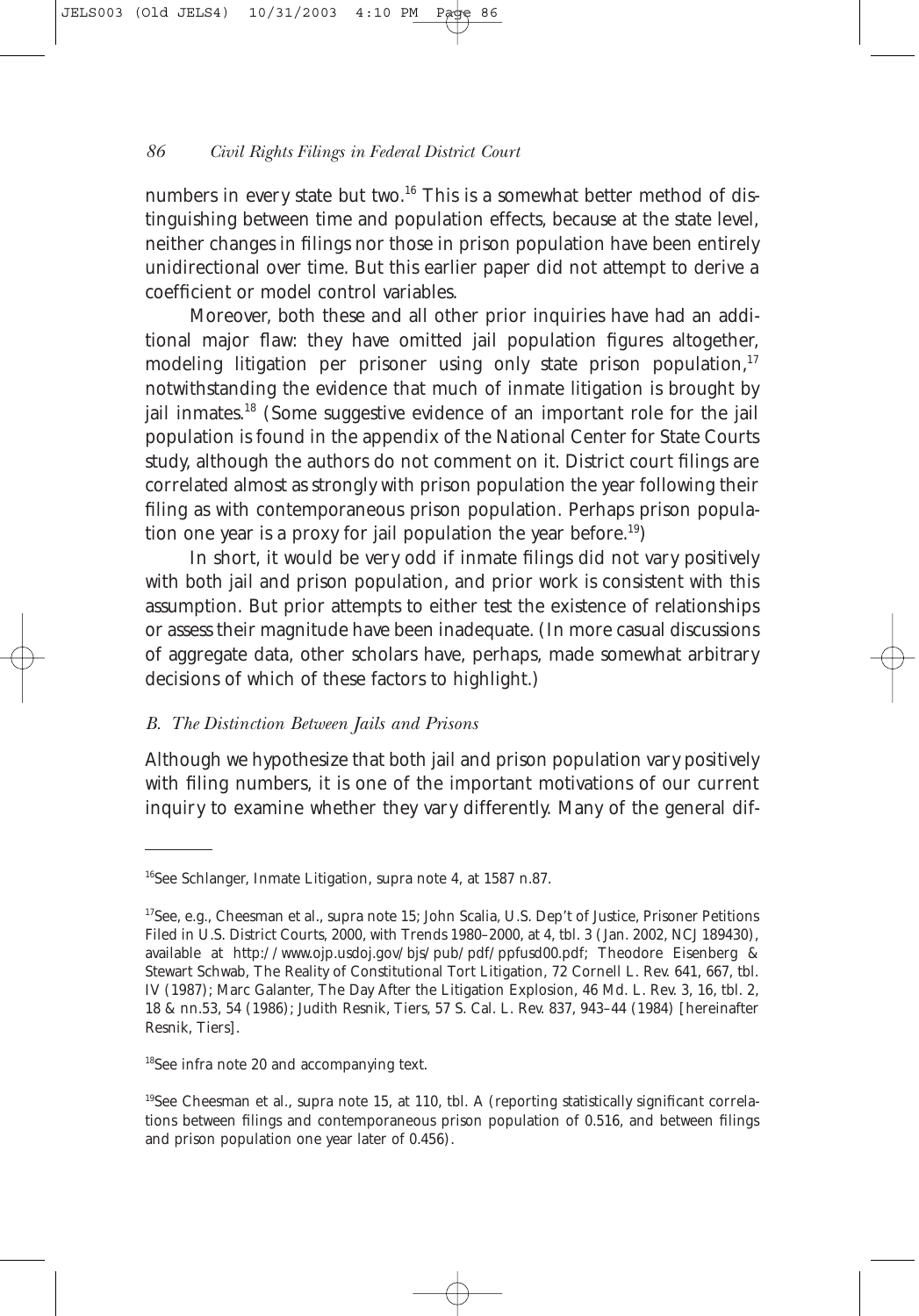numbers in every state but two.[16] This is a somewhat better method of distinguishing between time and population effects, because at the state level, neither changes in filings nor those in prison population have been entirely unidirectional over time. But this earlier paper did not attempt to derive a coefficient or model control variables.

Moreover, both these and all other prior inquiries have had an additional major flaw: they have omitted jail population figures altogether, modeling litigation per prisoner using only state prison population,[17] notwithstanding the evidence that much of inmate litigation is brought by jail inmates.[18] (Some suggestive evidence of an important role for the jail population is found in the appendix of the National Center for State Courts study, although the authors do not comment on it. District court filings are correlated almost as strongly with prison population the year following their filing as with contemporaneous prison population. Perhaps prison population one year is a proxy for jail population the year before.[19])

In short, it would be very odd if inmate filings did not vary positively with both jail and prison population, and prior work is consistent with this assumption. But prior attempts to either test the existence of relationships or assess their magnitude have been inadequate. (In more casual discussions of aggregate data, other scholars have, perhaps, made somewhat arbitrary decisions of which of these factors to highlight.)

### *B. The Distinction Between Jails and Prisons*

Although we hypothesize that both jail and prison population vary positively with filing numbers, it is one of the important motivations of our current inquiry to examine whether they vary differently. Many of the general dif-

---

[16]See Schlanger, Inmate Litigation, supra note 4, at 1587 n.87.

[17]See, e.g., Cheesman et al., supra note 15; John Scalia, U.S. Dep't of Justice, Prisoner Petitions Filed in U.S. District Courts, 2000, with Trends 1980–2000, at 4, tbl. 3 (Jan. 2002, NCJ 189430), available at http://www.ojp.usdoj.gov/bjs/pub/pdf/ppfusd00.pdf; Theodore Eisenberg & Stewart Schwab, The Reality of Constitutional Tort Litigation, 72 Cornell L. Rev. 641, 667, tbl. IV (1987); Marc Galanter, The Day After the Litigation Explosion, 46 Md. L. Rev. 3, 16, tbl. 2, 18 & nn.53, 54 (1986); Judith Resnik, Tiers, 57 S. Cal. L. Rev. 837, 943–44 (1984) [hereinafter Resnik, Tiers].

[18]See infra note 20 and accompanying text.

[19]See Cheesman et al., supra note 15, at 110, tbl. A (reporting statistically significant correlations between filings and contemporaneous prison population of 0.516, and between filings and prison population one year later of 0.456).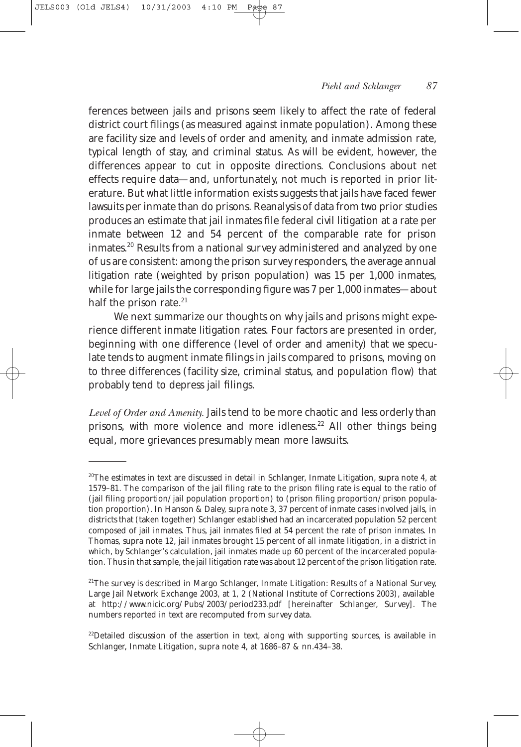ferences between jails and prisons seem likely to affect the rate of federal district court filings (as measured against inmate population). Among these are facility size and levels of order and amenity, and inmate admission rate, typical length of stay, and criminal status. As will be evident, however, the differences appear to cut in opposite directions. Conclusions about net effects require data—and, unfortunately, not much is reported in prior literature. But what little information exists suggests that jails have faced fewer lawsuits per inmate than do prisons. Reanalysis of data from two prior studies produces an estimate that jail inmates file federal civil litigation at a rate per inmate between 12 and 54 percent of the comparable rate for prison inmates.[20] Results from a national survey administered and analyzed by one of us are consistent: among the prison survey responders, the average annual litigation rate (weighted by prison population) was 15 per 1,000 inmates, while for large jails the corresponding figure was 7 per 1,000 inmates—about half the prison rate.[21]

We next summarize our thoughts on why jails and prisons might experience different inmate litigation rates. Four factors are presented in order, beginning with one difference (level of order and amenity) that we speculate tends to augment inmate filings in jails compared to prisons, moving on to three differences (facility size, criminal status, and population flow) that probably tend to depress jail filings.

*Level of Order and Amenity.* Jails tend to be more chaotic and less orderly than prisons, with more violence and more idleness.[22] All other things being equal, more grievances presumably mean more lawsuits.

---

[20] The estimates in text are discussed in detail in Schlanger, Inmate Litigation, supra note 4, at 1579–81. The comparison of the jail filing rate to the prison filing rate is equal to the ratio of (jail filing proportion/jail population proportion) to (prison filing proportion/prison population proportion). In Hanson & Daley, supra note 3, 37 percent of inmate cases involved jails, in districts that (taken together) Schlanger established had an incarcerated population 52 percent composed of jail inmates. Thus, jail inmates filed at 54 percent the rate of prison inmates. In Thomas, supra note 12, jail inmates brought 15 percent of all inmate litigation, in a district in which, by Schlanger's calculation, jail inmates made up 60 percent of the incarcerated population. Thus in that sample, the jail litigation rate was about 12 percent of the prison litigation rate.

[21] The survey is described in Margo Schlanger, Inmate Litigation: Results of a National Survey, Large Jail Network Exchange 2003, at 1, 2 (National Institute of Corrections 2003), available at http://www.nicic.org/Pubs/2003/period233.pdf [hereinafter Schlanger, Survey]. The numbers reported in text are recomputed from survey data.

[22] Detailed discussion of the assertion in text, along with supporting sources, is available in Schlanger, Inmate Litigation, supra note 4, at 1686–87 & nn.434–38.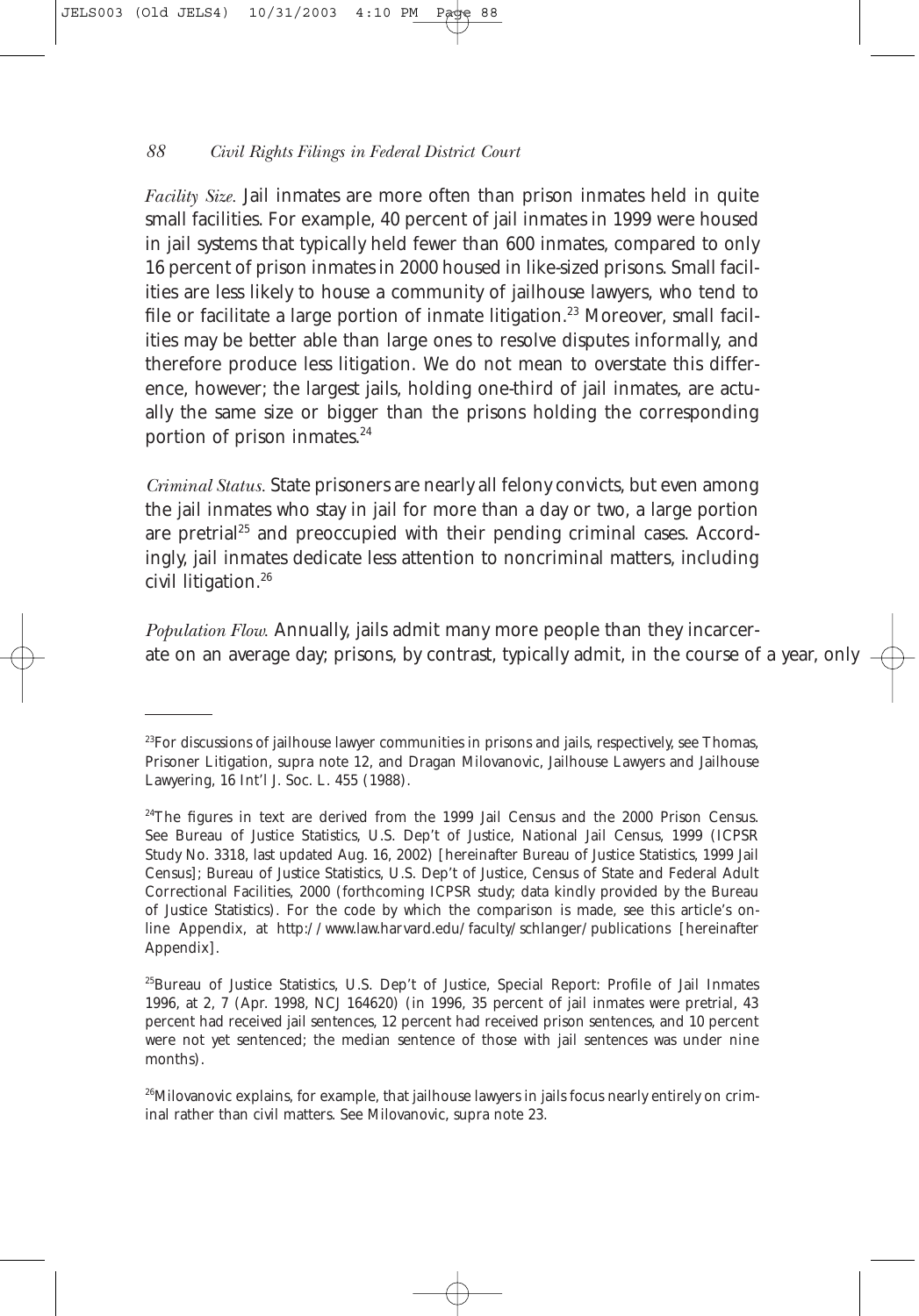*Facility Size.* Jail inmates are more often than prison inmates held in quite small facilities. For example, 40 percent of jail inmates in 1999 were housed in jail systems that typically held fewer than 600 inmates, compared to only 16 percent of prison inmates in 2000 housed in like-sized prisons. Small facilities are less likely to house a community of jailhouse lawyers, who tend to file or facilitate a large portion of inmate litigation.[23] Moreover, small facilities may be better able than large ones to resolve disputes informally, and therefore produce less litigation. We do not mean to overstate this difference, however; the largest jails, holding one-third of jail inmates, are actually the same size or bigger than the prisons holding the corresponding portion of prison inmates.[24]

*Criminal Status.* State prisoners are nearly all felony convicts, but even among the jail inmates who stay in jail for more than a day or two, a large portion are pretrial[25] and preoccupied with their pending criminal cases. Accordingly, jail inmates dedicate less attention to noncriminal matters, including civil litigation.[26]

*Population Flow.* Annually, jails admit many more people than they incarcerate on an average day; prisons, by contrast, typically admit, in the course of a year, only

---

[23]For discussions of jailhouse lawyer communities in prisons and jails, respectively, see Thomas, Prisoner Litigation, supra note 12, and Dragan Milovanovic, Jailhouse Lawyers and Jailhouse Lawyering, 16 Int'l J. Soc. L. 455 (1988).

[24]The figures in text are derived from the 1999 Jail Census and the 2000 Prison Census. See Bureau of Justice Statistics, U.S. Dep't of Justice, National Jail Census, 1999 (ICPSR Study No. 3318, last updated Aug. 16, 2002) [hereinafter Bureau of Justice Statistics, 1999 Jail Census]; Bureau of Justice Statistics, U.S. Dep't of Justice, Census of State and Federal Adult Correctional Facilities, 2000 (forthcoming ICPSR study; data kindly provided by the Bureau of Justice Statistics). For the code by which the comparison is made, see this article's online Appendix, at http://www.law.harvard.edu/faculty/schlanger/publications [hereinafter Appendix].

[25]Bureau of Justice Statistics, U.S. Dep't of Justice, Special Report: Profile of Jail Inmates 1996, at 2, 7 (Apr. 1998, NCJ 164620) (in 1996, 35 percent of jail inmates were pretrial, 43 percent had received jail sentences, 12 percent had received prison sentences, and 10 percent were not yet sentenced; the median sentence of those with jail sentences was under nine months).

[26]Milovanovic explains, for example, that jailhouse lawyers in jails focus nearly entirely on criminal rather than civil matters. See Milovanovic, supra note 23.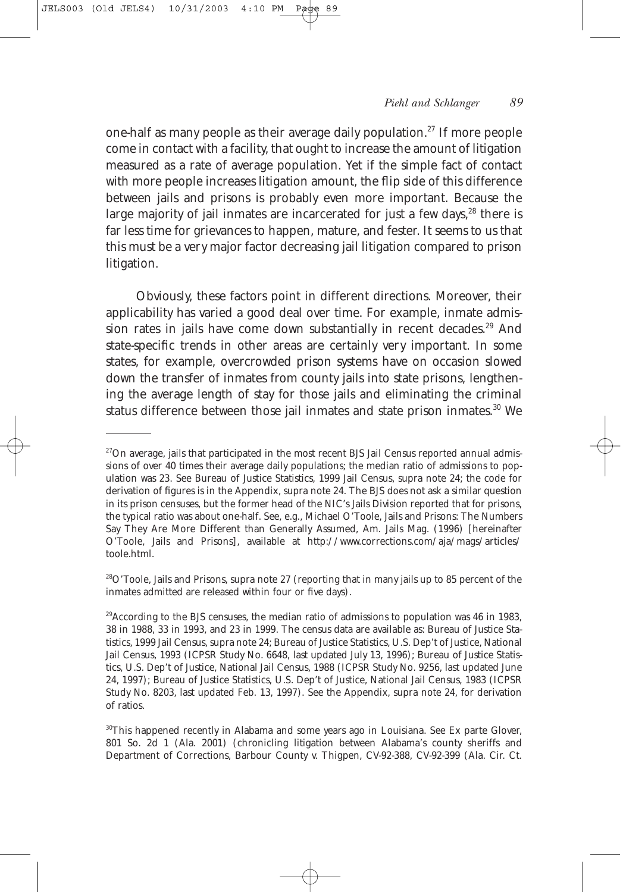one-half as many people as their average daily population.[27] If more people come in contact with a facility, that ought to increase the amount of litigation measured as a rate of average population. Yet if the simple fact of contact with more people increases litigation amount, the flip side of this difference between jails and prisons is probably even more important. Because the large majority of jail inmates are incarcerated for just a few days,[28] there is far less time for grievances to happen, mature, and fester. It seems to us that this must be a very major factor decreasing jail litigation compared to prison litigation.

Obviously, these factors point in different directions. Moreover, their applicability has varied a good deal over time. For example, inmate admission rates in jails have come down substantially in recent decades.[29] And state-specific trends in other areas are certainly very important. In some states, for example, overcrowded prison systems have on occasion slowed down the transfer of inmates from county jails into state prisons, lengthening the average length of stay for those jails and eliminating the criminal status difference between those jail inmates and state prison inmates.[30] We

---

[27]On average, jails that participated in the most recent BJS Jail Census reported annual admissions of over 40 times their average daily populations; the median ratio of admissions to population was 23. See Bureau of Justice Statistics, 1999 Jail Census, supra note 24; the code for derivation of figures is in the Appendix, supra note 24. The BJS does not ask a similar question in its prison censuses, but the former head of the NIC's Jails Division reported that for prisons, the typical ratio was about one-half. See, e.g., Michael O'Toole, Jails and Prisons: The Numbers Say They Are More Different than Generally Assumed, Am. Jails Mag. (1996) [hereinafter O'Toole, Jails and Prisons], available at http://www.corrections.com/aja/mags/articles/toole.html.

[28]O'Toole, Jails and Prisons, supra note 27 (reporting that in many jails up to 85 percent of the inmates admitted are released within four or five days).

[29]According to the BJS censuses, the median ratio of admissions to population was 46 in 1983, 38 in 1988, 33 in 1993, and 23 in 1999. The census data are available as: Bureau of Justice Statistics, 1999 Jail Census, supra note 24; Bureau of Justice Statistics, U.S. Dep't of Justice, National Jail Census, 1993 (ICPSR Study No. 6648, last updated July 13, 1996); Bureau of Justice Statistics, U.S. Dep't of Justice, National Jail Census, 1988 (ICPSR Study No. 9256, last updated June 24, 1997); Bureau of Justice Statistics, U.S. Dep't of Justice, National Jail Census, 1983 (ICPSR Study No. 8203, last updated Feb. 13, 1997). See the Appendix, supra note 24, for derivation of ratios.

[30]This happened recently in Alabama and some years ago in Louisiana. See Ex parte Glover, 801 So. 2d 1 (Ala. 2001) (chronicling litigation between Alabama's county sheriffs and Department of Corrections, Barbour County v. Thigpen, CV-92-388, CV-92-399 (Ala. Cir. Ct.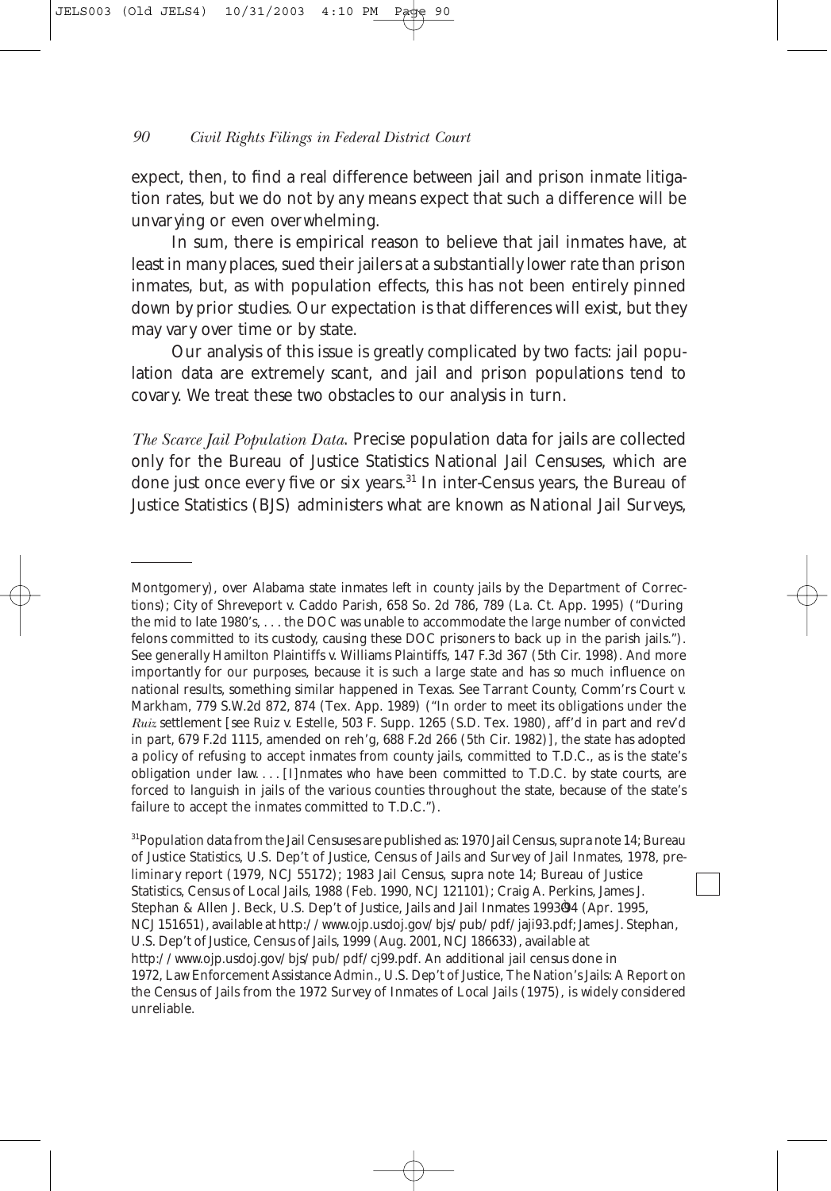expect, then, to find a real difference between jail and prison inmate litigation rates, but we do not by any means expect that such a difference will be unvarying or even overwhelming.

In sum, there is empirical reason to believe that jail inmates have, at least in many places, sued their jailers at a substantially lower rate than prison inmates, but, as with population effects, this has not been entirely pinned down by prior studies. Our expectation is that differences will exist, but they may vary over time or by state.

Our analysis of this issue is greatly complicated by two facts: jail population data are extremely scant, and jail and prison populations tend to covary. We treat these two obstacles to our analysis in turn.

*The Scarce Jail Population Data.* Precise population data for jails are collected only for the Bureau of Justice Statistics National Jail Censuses, which are done just once every five or six years.[31] In inter-Census years, the Bureau of Justice Statistics (BJS) administers what are known as National Jail Surveys,

---

Montgomery), over Alabama state inmates left in county jails by the Department of Corrections); City of Shreveport v. Caddo Parish, 658 So. 2d 786, 789 (La. Ct. App. 1995) ("During the mid to late 1980's, . . . the DOC was unable to accommodate the large number of convicted felons committed to its custody, causing these DOC prisoners to back up in the parish jails."). See generally Hamilton Plaintiffs v. Williams Plaintiffs, 147 F.3d 367 (5th Cir. 1998). And more importantly for our purposes, because it is such a large state and has so much influence on national results, something similar happened in Texas. See Tarrant County, Comm'rs Court v. Markham, 779 S.W.2d 872, 874 (Tex. App. 1989) ("In order to meet its obligations under the *Ruiz* settlement [see Ruiz v. Estelle, 503 F. Supp. 1265 (S.D. Tex. 1980), aff'd in part and rev'd in part, 679 F.2d 1115, amended on reh'g, 688 F.2d 266 (5th Cir. 1982)], the state has adopted a policy of refusing to accept inmates from county jails, committed to T.D.C., as is the state's obligation under law. . . . [I]nmates who have been committed to T.D.C. by state courts, are forced to languish in jails of the various counties throughout the state, because of the state's failure to accept the inmates committed to T.D.C.").

[31]Population data from the Jail Censuses are published as: 1970 Jail Census, supra note 14; Bureau of Justice Statistics, U.S. Dep't of Justice, Census of Jails and Survey of Jail Inmates, 1978, preliminary report (1979, NCJ 55172); 1983 Jail Census, supra note 14; Bureau of Justice Statistics, Census of Local Jails, 1988 (Feb. 1990, NCJ 121101); Craig A. Perkins, James J. Stephan & Allen J. Beck, U.S. Dep't of Justice, Jails and Jail Inmates 1993–94 (Apr. 1995, NCJ 151651), available at http://www.ojp.usdoj.gov/bjs/pub/pdf/jaji93.pdf; James J. Stephan, U.S. Dep't of Justice, Census of Jails, 1999 (Aug. 2001, NCJ 186633), available at http://www.ojp.usdoj.gov/bjs/pub/pdf/cj99.pdf. An additional jail census done in 1972, Law Enforcement Assistance Admin., U.S. Dep't of Justice, The Nation's Jails: A Report on the Census of Jails from the 1972 Survey of Inmates of Local Jails (1975), is widely considered unreliable.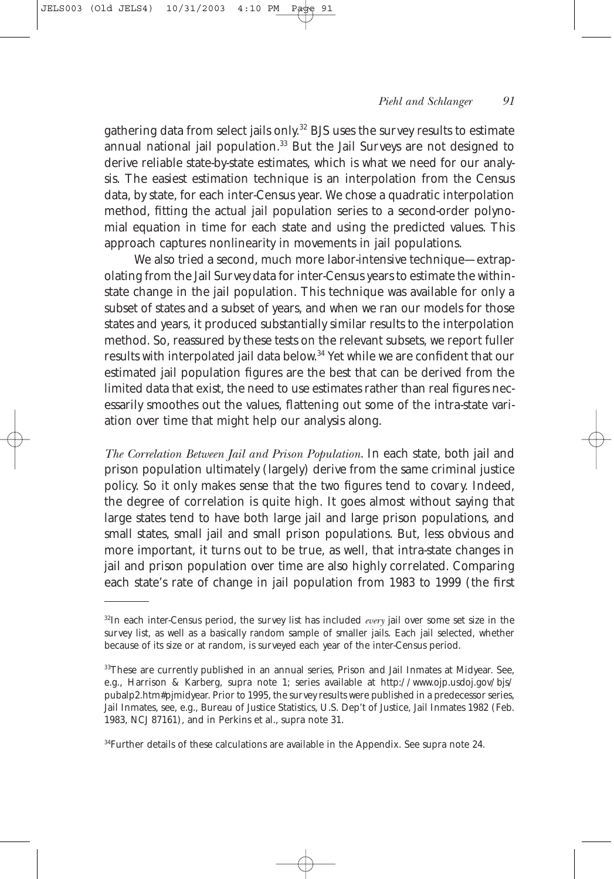gathering data from select jails only.[32] BJS uses the survey results to estimate annual national jail population.[33] But the Jail Surveys are not designed to derive reliable state-by-state estimates, which is what we need for our analysis. The easiest estimation technique is an interpolation from the Census data, by state, for each inter-Census year. We chose a quadratic interpolation method, fitting the actual jail population series to a second-order polynomial equation in time for each state and using the predicted values. This approach captures nonlinearity in movements in jail populations.

We also tried a second, much more labor-intensive technique—extrapolating from the Jail Survey data for inter-Census years to estimate the within-state change in the jail population. This technique was available for only a subset of states and a subset of years, and when we ran our models for those states and years, it produced substantially similar results to the interpolation method. So, reassured by these tests on the relevant subsets, we report fuller results with interpolated jail data below.[34] Yet while we are confident that our estimated jail population figures are the best that can be derived from the limited data that exist, the need to use estimates rather than real figures necessarily smoothes out the values, flattening out some of the intra-state variation over time that might help our analysis along.

*The Correlation Between Jail and Prison Population*. In each state, both jail and prison population ultimately (largely) derive from the same criminal justice policy. So it only makes sense that the two figures tend to covary. Indeed, the degree of correlation is quite high. It goes almost without saying that large states tend to have both large jail and large prison populations, and small states, small jail and small prison populations. But, less obvious and more important, it turns out to be true, as well, that intra-state changes in jail and prison population over time are also highly correlated. Comparing each state's rate of change in jail population from 1983 to 1999 (the first

---

[32]In each inter-Census period, the survey list has included *every* jail over some set size in the survey list, as well as a basically random sample of smaller jails. Each jail selected, whether because of its size or at random, is surveyed each year of the inter-Census period.

[33]These are currently published in an annual series, Prison and Jail Inmates at Midyear. See, e.g., Harrison & Karberg, supra note 1; series available at http://www.ojp.usdoj.gov/bjs/pubalp2.htm#pjmidyear. Prior to 1995, the survey results were published in a predecessor series, Jail Inmates, see, e.g., Bureau of Justice Statistics, U.S. Dep't of Justice, Jail Inmates 1982 (Feb. 1983, NCJ 87161), and in Perkins et al., supra note 31.

[34]Further details of these calculations are available in the Appendix. See supra note 24.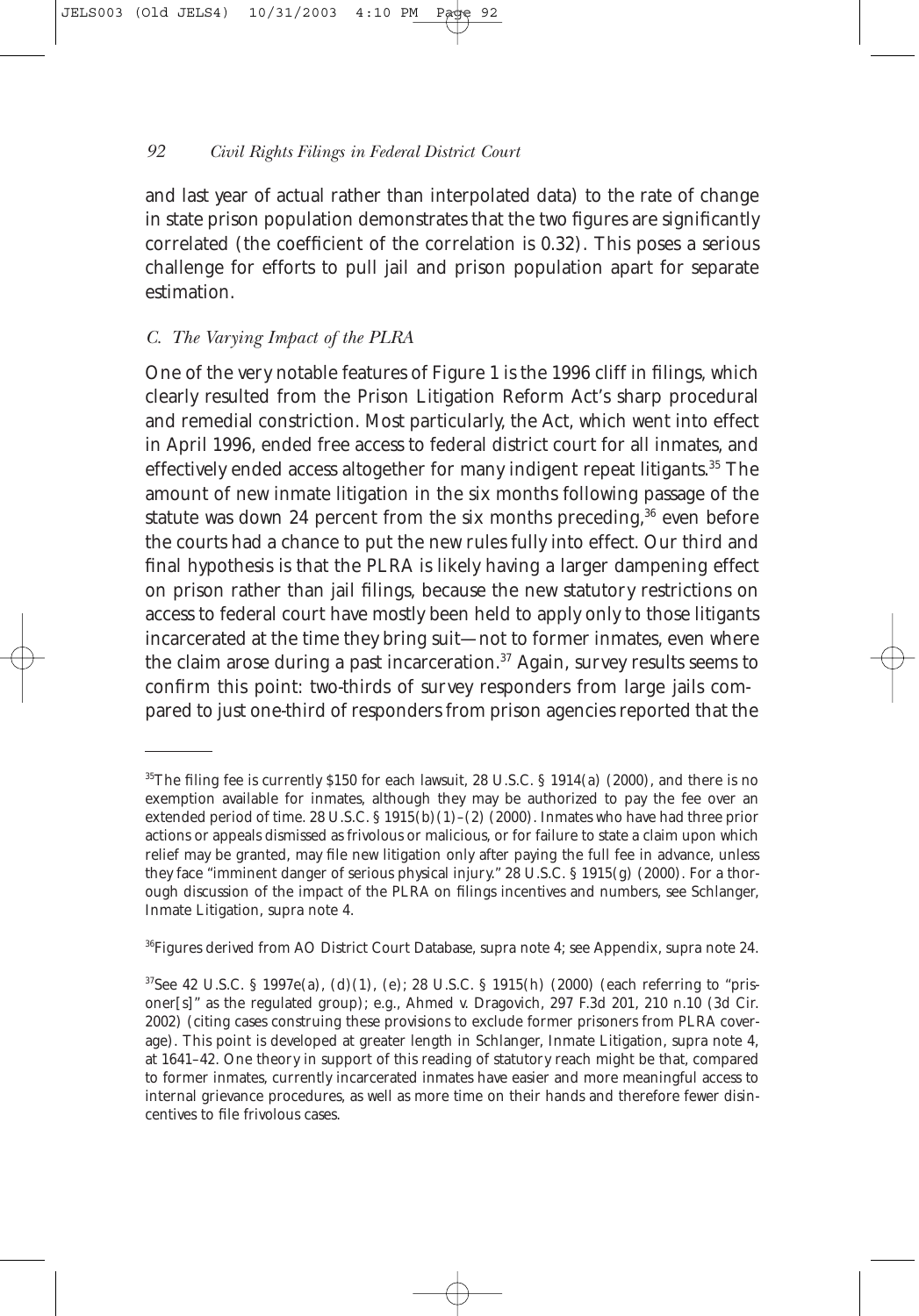and last year of actual rather than interpolated data) to the rate of change in state prison population demonstrates that the two figures are significantly correlated (the coefficient of the correlation is 0.32). This poses a serious challenge for efforts to pull jail and prison population apart for separate estimation.

### *C. The Varying Impact of the PLRA*

One of the very notable features of Figure 1 is the 1996 cliff in filings, which clearly resulted from the Prison Litigation Reform Act's sharp procedural and remedial constriction. Most particularly, the Act, which went into effect in April 1996, ended free access to federal district court for all inmates, and effectively ended access altogether for many indigent repeat litigants.[35] The amount of new inmate litigation in the six months following passage of the statute was down 24 percent from the six months preceding,[36] even before the courts had a chance to put the new rules fully into effect. Our third and final hypothesis is that the PLRA is likely having a larger dampening effect on prison rather than jail filings, because the new statutory restrictions on access to federal court have mostly been held to apply only to those litigants incarcerated at the time they bring suit—not to former inmates, even where the claim arose during a past incarceration.[37] Again, survey results seems to confirm this point: two-thirds of survey responders from large jails compared to just one-third of responders from prison agencies reported that the

---

[35]The filing fee is currently $150 for each lawsuit, 28 U.S.C. § 1914(a) (2000), and there is no exemption available for inmates, although they may be authorized to pay the fee over an extended period of time. 28 U.S.C. § 1915(b)(1)–(2) (2000). Inmates who have had three prior actions or appeals dismissed as frivolous or malicious, or for failure to state a claim upon which relief may be granted, may file new litigation only after paying the full fee in advance, unless they face "imminent danger of serious physical injury." 28 U.S.C. § 1915(g) (2000). For a thorough discussion of the impact of the PLRA on filings incentives and numbers, see Schlanger, Inmate Litigation, supra note 4.

[36]Figures derived from AO District Court Database, supra note 4; see Appendix, supra note 24.

[37]See 42 U.S.C. § 1997e(a), (d)(1), (e); 28 U.S.C. § 1915(h) (2000) (each referring to "prisoner[s]" as the regulated group); e.g., Ahmed v. Dragovich, 297 F.3d 201, 210 n.10 (3d Cir. 2002) (citing cases construing these provisions to exclude former prisoners from PLRA coverage). This point is developed at greater length in Schlanger, Inmate Litigation, supra note 4, at 1641–42. One theory in support of this reading of statutory reach might be that, compared to former inmates, currently incarcerated inmates have easier and more meaningful access to internal grievance procedures, as well as more time on their hands and therefore fewer disincentives to file frivolous cases.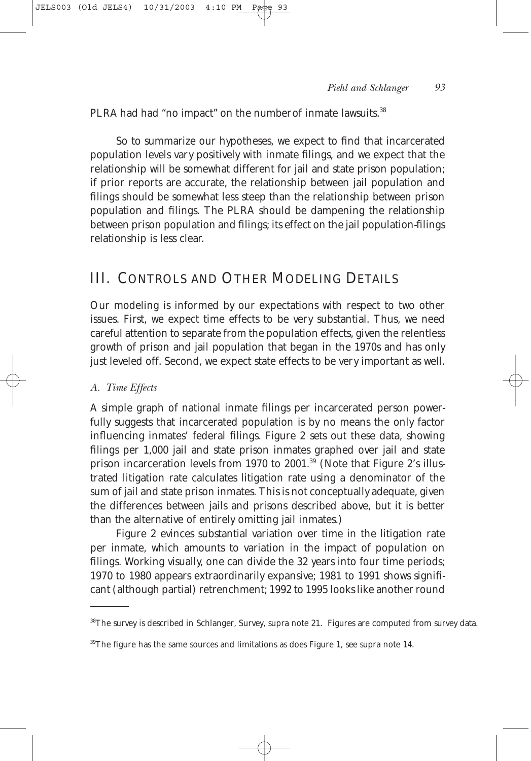PLRA had had "no impact" on the number of inmate lawsuits.[38]

So to summarize our hypotheses, we expect to find that incarcerated population levels vary positively with inmate filings, and we expect that the relationship will be somewhat different for jail and state prison population; if prior reports are accurate, the relationship between jail population and filings should be somewhat less steep than the relationship between prison population and filings. The PLRA should be dampening the relationship between prison population and filings; its effect on the jail population-filings relationship is less clear.

## III. Controls and Other Modeling Details

Our modeling is informed by our expectations with respect to two other issues. First, we expect time effects to be very substantial. Thus, we need careful attention to separate from the population effects, given the relentless growth of prison and jail population that began in the 1970s and has only just leveled off. Second, we expect state effects to be very important as well.

### *A. Time Effects*

A simple graph of national inmate filings per incarcerated person powerfully suggests that incarcerated population is by no means the only factor influencing inmates' federal filings. Figure 2 sets out these data, showing filings per 1,000 jail and state prison inmates graphed over jail and state prison incarceration levels from 1970 to 2001.[39] (Note that Figure 2's illustrated litigation rate calculates litigation rate using a denominator of the sum of jail and state prison inmates. This is not conceptually adequate, given the differences between jails and prisons described above, but it is better than the alternative of entirely omitting jail inmates.)

Figure 2 evinces substantial variation over time in the litigation rate per inmate, which amounts to variation in the impact of population on filings. Working visually, one can divide the 32 years into four time periods; 1970 to 1980 appears extraordinarily expansive; 1981 to 1991 shows significant (although partial) retrenchment; 1992 to 1995 looks like another round

---

[38]The survey is described in Schlanger, Survey, supra note 21. Figures are computed from survey data.

[39]The figure has the same sources and limitations as does Figure 1, see supra note 14.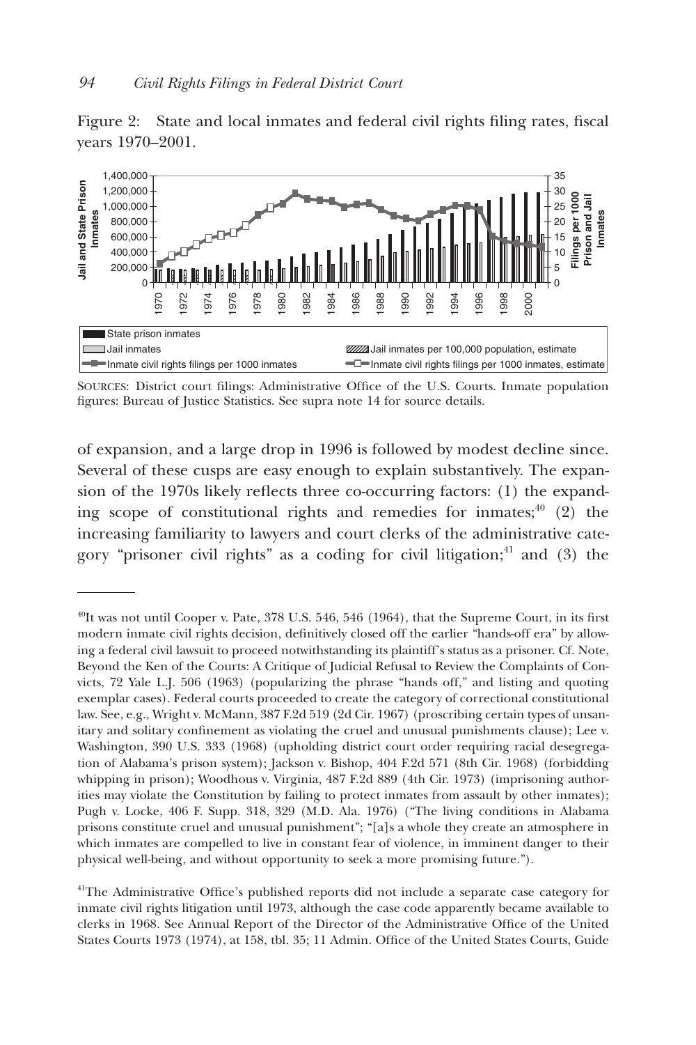Figure 2: State and local inmates and federal civil rights filing rates, fiscal years 1970–2001.

SOURCES: District court filings: Administrative Office of the U.S. Courts. Inmate population figures: Bureau of Justice Statistics. See supra note 14 for source details.

of expansion, and a large drop in 1996 is followed by modest decline since. Several of these cusps are easy enough to explain substantively. The expansion of the 1970s likely reflects three co-occurring factors: (1) the expanding scope of constitutional rights and remedies for inmates;[40] (2) the increasing familiarity to lawyers and court clerks of the administrative category "prisoner civil rights" as a coding for civil litigation;[41] and (3) the

---

[40]It was not until Cooper v. Pate, 378 U.S. 546, 546 (1964), that the Supreme Court, in its first modern inmate civil rights decision, definitively closed off the earlier "hands-off era" by allowing a federal civil lawsuit to proceed notwithstanding its plaintiff's status as a prisoner. Cf. Note, Beyond the Ken of the Courts: A Critique of Judicial Refusal to Review the Complaints of Convicts, 72 Yale L.J. 506 (1963) (popularizing the phrase "hands off," and listing and quoting exemplar cases). Federal courts proceeded to create the category of correctional constitutional law. See, e.g., Wright v. McMann, 387 F.2d 519 (2d Cir. 1967) (proscribing certain types of unsanitary and solitary confinement as violating the cruel and unusual punishments clause); Lee v. Washington, 390 U.S. 333 (1968) (upholding district court order requiring racial desegregation of Alabama's prison system); Jackson v. Bishop, 404 F.2d 571 (8th Cir. 1968) (forbidding whipping in prison); Woodhous v. Virginia, 487 F.2d 889 (4th Cir. 1973) (imprisoning authorities may violate the Constitution by failing to protect inmates from assault by other inmates); Pugh v. Locke, 406 F. Supp. 318, 329 (M.D. Ala. 1976) ("The living conditions in Alabama prisons constitute cruel and unusual punishment"; "[a]s a whole they create an atmosphere in which inmates are compelled to live in constant fear of violence, in imminent danger to their physical well-being, and without opportunity to seek a more promising future.").

[41]The Administrative Office's published reports did not include a separate case category for inmate civil rights litigation until 1973, although the case code apparently became available to clerks in 1968. See Annual Report of the Director of the Administrative Office of the United States Courts 1973 (1974), at 158, tbl. 35; 11 Admin. Office of the United States Courts, Guide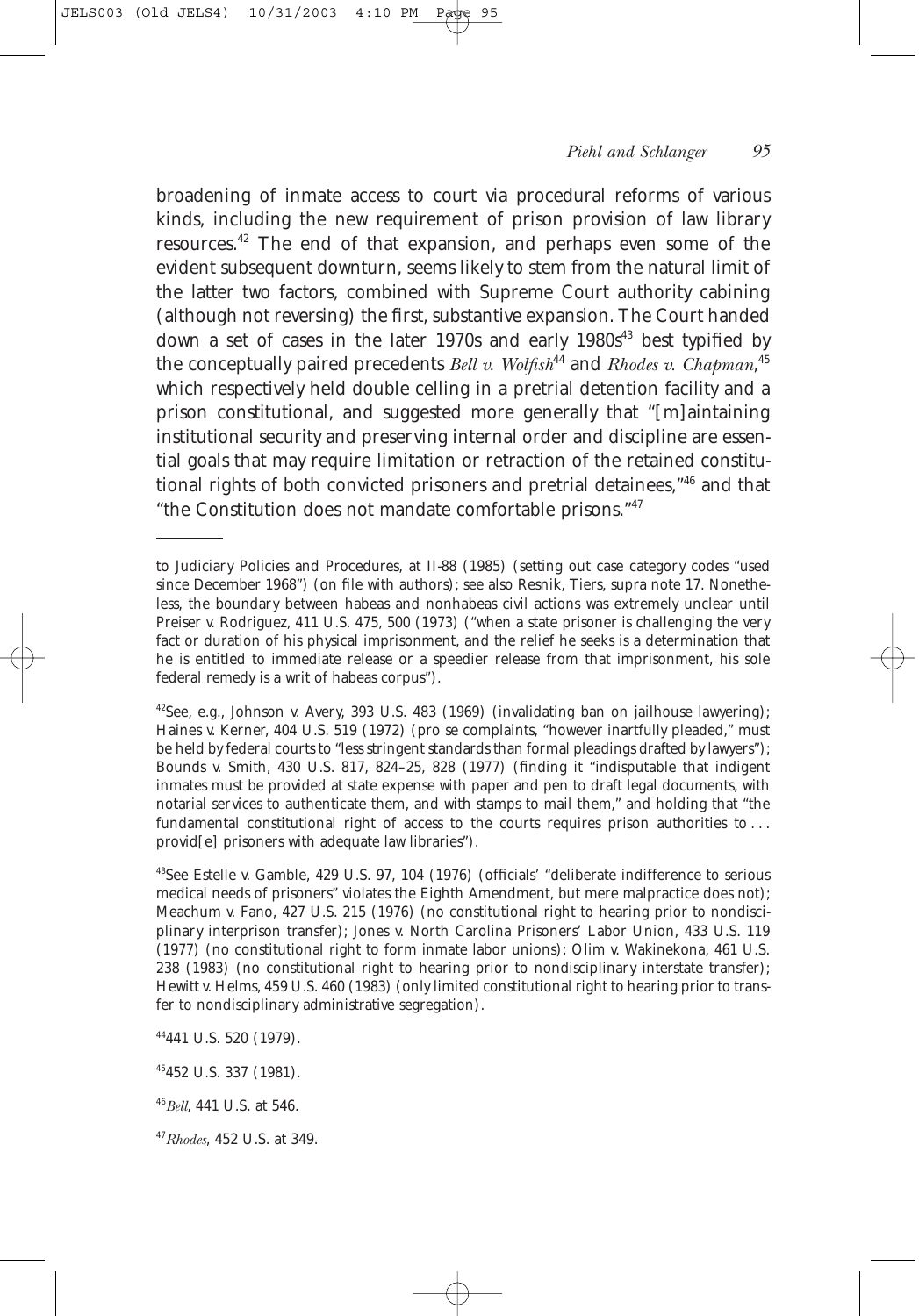broadening of inmate access to court via procedural reforms of various kinds, including the new requirement of prison provision of law library resources.[42] The end of that expansion, and perhaps even some of the evident subsequent downturn, seems likely to stem from the natural limit of the latter two factors, combined with Supreme Court authority cabining (although not reversing) the first, substantive expansion. The Court handed down a set of cases in the later 1970s and early 1980s[43] best typified by the conceptually paired precedents *Bell v. Wolfish*[44] and *Rhodes v. Chapman*,[45] which respectively held double celling in a pretrial detention facility and a prison constitutional, and suggested more generally that "[m]aintaining institutional security and preserving internal order and discipline are essential goals that may require limitation or retraction of the retained constitutional rights of both convicted prisoners and pretrial detainees,"[46] and that "the Constitution does not mandate comfortable prisons."[47]

---

to Judiciary Policies and Procedures, at II-88 (1985) (setting out case category codes "used since December 1968") (on file with authors); see also Resnik, Tiers, supra note 17. Nonetheless, the boundary between habeas and nonhabeas civil actions was extremely unclear until Preiser v. Rodriguez, 411 U.S. 475, 500 (1973) ("when a state prisoner is challenging the very fact or duration of his physical imprisonment, and the relief he seeks is a determination that he is entitled to immediate release or a speedier release from that imprisonment, his sole federal remedy is a writ of habeas corpus").

[42] See, e.g., Johnson v. Avery, 393 U.S. 483 (1969) (invalidating ban on jailhouse lawyering); Haines v. Kerner, 404 U.S. 519 (1972) (pro se complaints, "however inartfully pleaded," must be held by federal courts to "less stringent standards than formal pleadings drafted by lawyers"); Bounds v. Smith, 430 U.S. 817, 824–25, 828 (1977) (finding it "indisputable that indigent inmates must be provided at state expense with paper and pen to draft legal documents, with notarial services to authenticate them, and with stamps to mail them," and holding that "the fundamental constitutional right of access to the courts requires prison authorities to . . . provid[e] prisoners with adequate law libraries").

[43] See Estelle v. Gamble, 429 U.S. 97, 104 (1976) (officials' "deliberate indifference to serious medical needs of prisoners" violates the Eighth Amendment, but mere malpractice does not); Meachum v. Fano, 427 U.S. 215 (1976) (no constitutional right to hearing prior to nondisciplinary interprison transfer); Jones v. North Carolina Prisoners' Labor Union, 433 U.S. 119 (1977) (no constitutional right to form inmate labor unions); Olim v. Wakinekona, 461 U.S. 238 (1983) (no constitutional right to hearing prior to nondisciplinary interstate transfer); Hewitt v. Helms, 459 U.S. 460 (1983) (only limited constitutional right to hearing prior to transfer to nondisciplinary administrative segregation).

[44] 441 U.S. 520 (1979).

[45] 452 U.S. 337 (1981).

[46] *Bell*, 441 U.S. at 546.

[47] *Rhodes*, 452 U.S. at 349.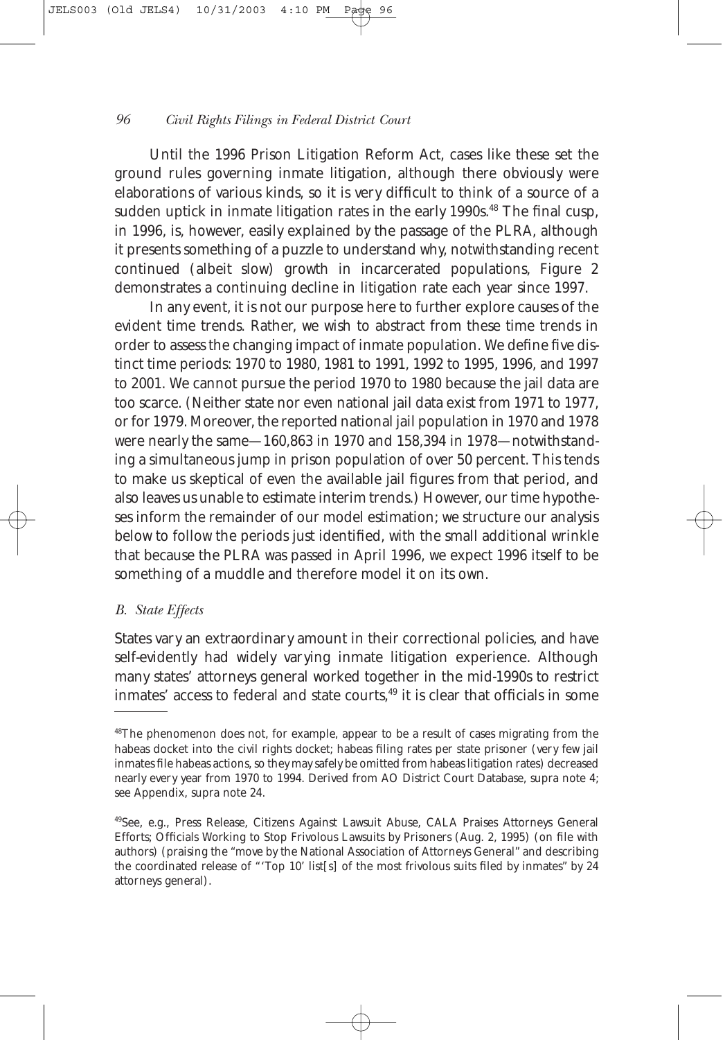Until the 1996 Prison Litigation Reform Act, cases like these set the ground rules governing inmate litigation, although there obviously were elaborations of various kinds, so it is very difficult to think of a source of a sudden uptick in inmate litigation rates in the early 1990s.[48] The final cusp, in 1996, is, however, easily explained by the passage of the PLRA, although it presents something of a puzzle to understand why, notwithstanding recent continued (albeit slow) growth in incarcerated populations, Figure 2 demonstrates a continuing decline in litigation rate each year since 1997.

In any event, it is not our purpose here to further explore causes of the evident time trends. Rather, we wish to abstract from these time trends in order to assess the changing impact of inmate population. We define five distinct time periods: 1970 to 1980, 1981 to 1991, 1992 to 1995, 1996, and 1997 to 2001. We cannot pursue the period 1970 to 1980 because the jail data are too scarce. (Neither state nor even national jail data exist from 1971 to 1977, or for 1979. Moreover, the reported national jail population in 1970 and 1978 were nearly the same—160,863 in 1970 and 158,394 in 1978—notwithstanding a simultaneous jump in prison population of over 50 percent. This tends to make us skeptical of even the available jail figures from that period, and also leaves us unable to estimate interim trends.) However, our time hypotheses inform the remainder of our model estimation; we structure our analysis below to follow the periods just identified, with the small additional wrinkle that because the PLRA was passed in April 1996, we expect 1996 itself to be something of a muddle and therefore model it on its own.

### *B. State Effects*

States vary an extraordinary amount in their correctional policies, and have self-evidently had widely varying inmate litigation experience. Although many states' attorneys general worked together in the mid-1990s to restrict inmates' access to federal and state courts,[49] it is clear that officials in some

---

[48]The phenomenon does not, for example, appear to be a result of cases migrating from the habeas docket into the civil rights docket; habeas filing rates per state prisoner (very few jail inmates file habeas actions, so they may safely be omitted from habeas litigation rates) decreased nearly every year from 1970 to 1994. Derived from AO District Court Database, supra note 4; see Appendix, supra note 24.

[49]See, e.g., Press Release, Citizens Against Lawsuit Abuse, CALA Praises Attorneys General Efforts; Officials Working to Stop Frivolous Lawsuits by Prisoners (Aug. 2, 1995) (on file with authors) (praising the "move by the National Association of Attorneys General" and describing the coordinated release of "'Top 10' list[s] of the most frivolous suits filed by inmates" by 24 attorneys general).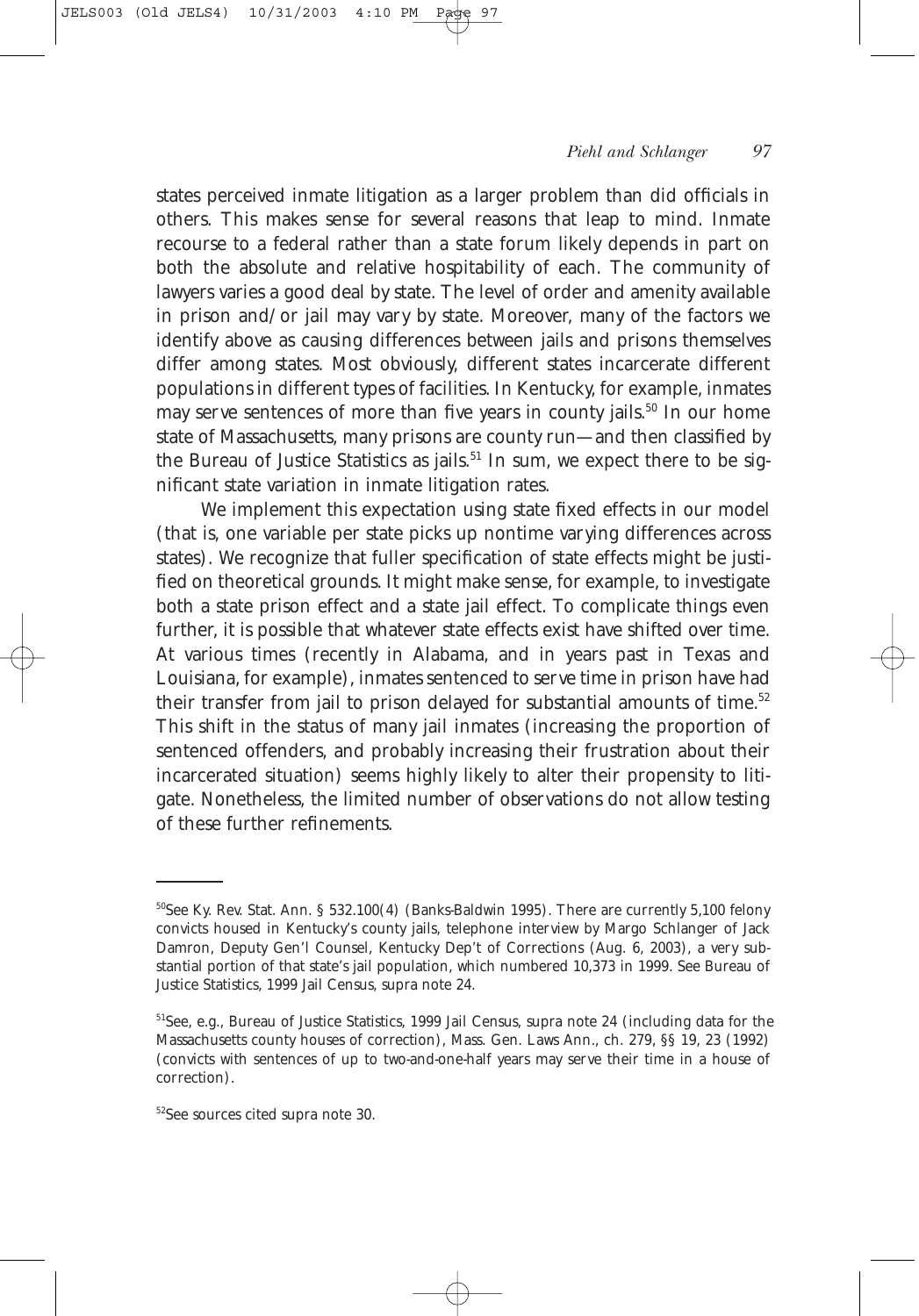states perceived inmate litigation as a larger problem than did officials in others. This makes sense for several reasons that leap to mind. Inmate recourse to a federal rather than a state forum likely depends in part on both the absolute and relative hospitability of each. The community of lawyers varies a good deal by state. The level of order and amenity available in prison and/or jail may vary by state. Moreover, many of the factors we identify above as causing differences between jails and prisons themselves differ among states. Most obviously, different states incarcerate different populations in different types of facilities. In Kentucky, for example, inmates may serve sentences of more than five years in county jails.[50] In our home state of Massachusetts, many prisons are county run—and then classified by the Bureau of Justice Statistics as jails.[51] In sum, we expect there to be significant state variation in inmate litigation rates.

We implement this expectation using state fixed effects in our model (that is, one variable per state picks up nontime varying differences across states). We recognize that fuller specification of state effects might be justified on theoretical grounds. It might make sense, for example, to investigate both a state prison effect and a state jail effect. To complicate things even further, it is possible that whatever state effects exist have shifted over time. At various times (recently in Alabama, and in years past in Texas and Louisiana, for example), inmates sentenced to serve time in prison have had their transfer from jail to prison delayed for substantial amounts of time.[52] This shift in the status of many jail inmates (increasing the proportion of sentenced offenders, and probably increasing their frustration about their incarcerated situation) seems highly likely to alter their propensity to litigate. Nonetheless, the limited number of observations do not allow testing of these further refinements.

---

[50]See Ky. Rev. Stat. Ann. § 532.100(4) (Banks-Baldwin 1995). There are currently 5,100 felony convicts housed in Kentucky's county jails, telephone interview by Margo Schlanger of Jack Damron, Deputy Gen'l Counsel, Kentucky Dep't of Corrections (Aug. 6, 2003), a very substantial portion of that state's jail population, which numbered 10,373 in 1999. See Bureau of Justice Statistics, 1999 Jail Census, supra note 24.

[51]See, e.g., Bureau of Justice Statistics, 1999 Jail Census, supra note 24 (including data for the Massachusetts county houses of correction), Mass. Gen. Laws Ann., ch. 279, §§ 19, 23 (1992) (convicts with sentences of up to two-and-one-half years may serve their time in a house of correction).

[52]See sources cited supra note 30.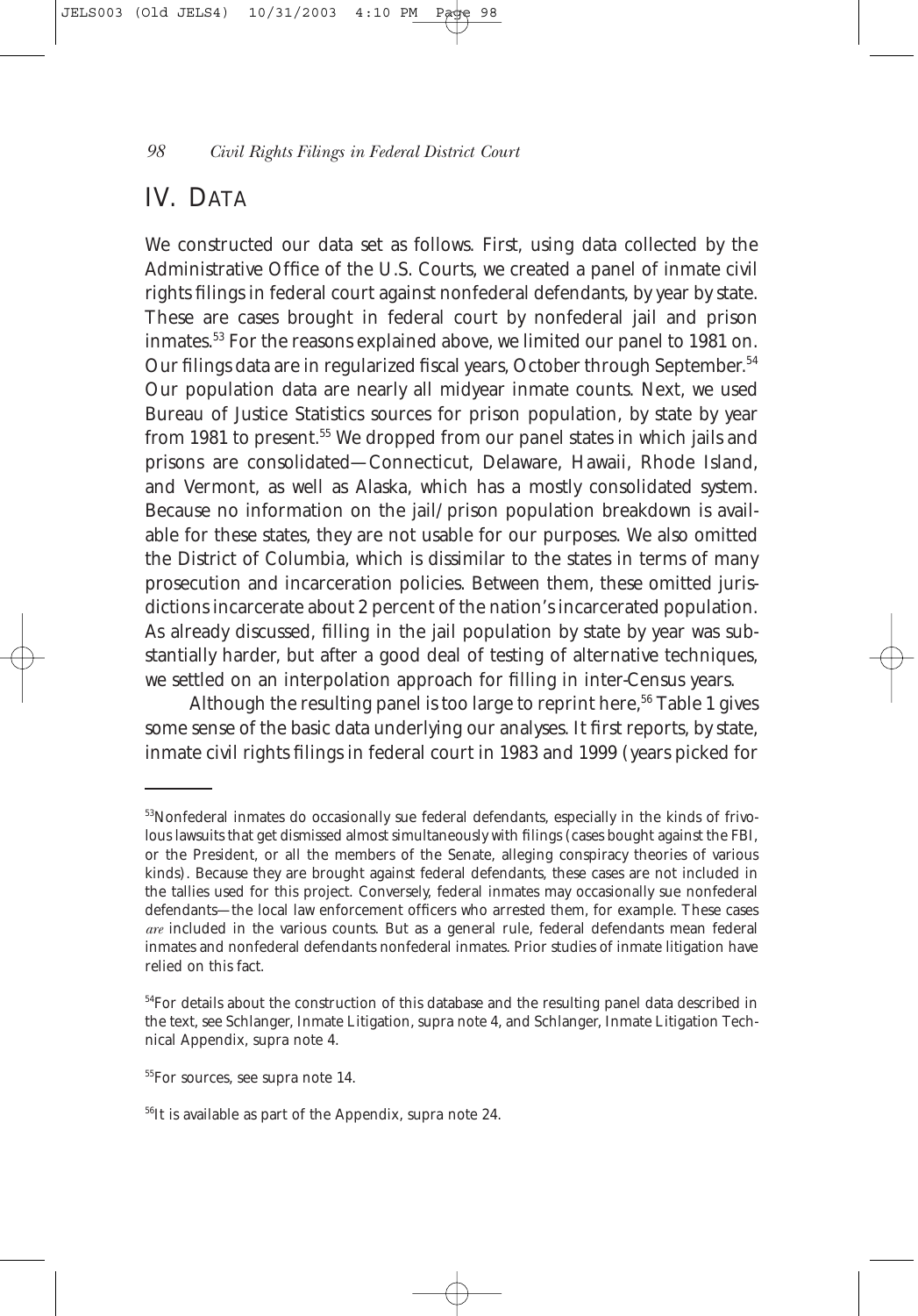## IV. Data

We constructed our data set as follows. First, using data collected by the Administrative Office of the U.S. Courts, we created a panel of inmate civil rights filings in federal court against nonfederal defendants, by year by state. These are cases brought in federal court by nonfederal jail and prison inmates.[53] For the reasons explained above, we limited our panel to 1981 on. Our filings data are in regularized fiscal years, October through September.[54] Our population data are nearly all midyear inmate counts. Next, we used Bureau of Justice Statistics sources for prison population, by state by year from 1981 to present.[55] We dropped from our panel states in which jails and prisons are consolidated—Connecticut, Delaware, Hawaii, Rhode Island, and Vermont, as well as Alaska, which has a mostly consolidated system. Because no information on the jail/prison population breakdown is available for these states, they are not usable for our purposes. We also omitted the District of Columbia, which is dissimilar to the states in terms of many prosecution and incarceration policies. Between them, these omitted jurisdictions incarcerate about 2 percent of the nation's incarcerated population. As already discussed, filling in the jail population by state by year was substantially harder, but after a good deal of testing of alternative techniques, we settled on an interpolation approach for filling in inter-Census years.

Although the resulting panel is too large to reprint here,[56] Table 1 gives some sense of the basic data underlying our analyses. It first reports, by state, inmate civil rights filings in federal court in 1983 and 1999 (years picked for

---

[53]Nonfederal inmates do occasionally sue federal defendants, especially in the kinds of frivolous lawsuits that get dismissed almost simultaneously with filings (cases bought against the FBI, or the President, or all the members of the Senate, alleging conspiracy theories of various kinds). Because they are brought against federal defendants, these cases are not included in the tallies used for this project. Conversely, federal inmates may occasionally sue nonfederal defendants—the local law enforcement officers who arrested them, for example. These cases *are* included in the various counts. But as a general rule, federal defendants mean federal inmates and nonfederal defendants nonfederal inmates. Prior studies of inmate litigation have relied on this fact.

[54]For details about the construction of this database and the resulting panel data described in the text, see Schlanger, Inmate Litigation, supra note 4, and Schlanger, Inmate Litigation Technical Appendix, supra note 4.

[55]For sources, see supra note 14.

[56]It is available as part of the Appendix, supra note 24.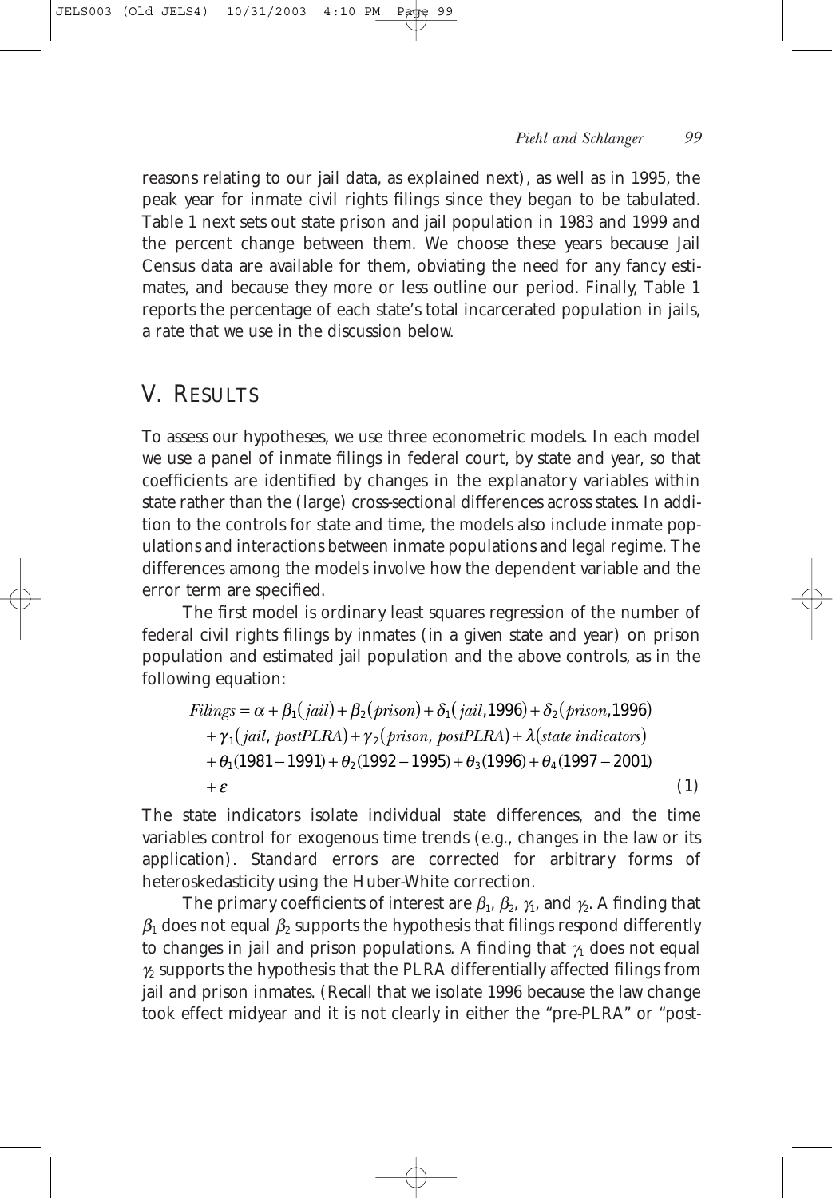reasons relating to our jail data, as explained next), as well as in 1995, the peak year for inmate civil rights filings since they began to be tabulated. Table 1 next sets out state prison and jail population in 1983 and 1999 and the percent change between them. We choose these years because Jail Census data are available for them, obviating the need for any fancy estimates, and because they more or less outline our period. Finally, Table 1 reports the percentage of each state's total incarcerated population in jails, a rate that we use in the discussion below.

## V. RESULTS

To assess our hypotheses, we use three econometric models. In each model we use a panel of inmate filings in federal court, by state and year, so that coefficients are identified by changes in the explanatory variables within state rather than the (large) cross-sectional differences across states. In addition to the controls for state and time, the models also include inmate populations and interactions between inmate populations and legal regime. The differences among the models involve how the dependent variable and the error term are specified.

The first model is ordinary least squares regression of the number of federal civil rights filings by inmates (in a given state and year) on prison population and estimated jail population and the above controls, as in the following equation:

$$
\begin{aligned}
Filings = {} & \alpha + \beta_1(jail) + \beta_2(prison) + \delta_1(jail, 1996) + \delta_2(prison, 1996) \\
& + \gamma_1(jail,\ postPLRA) + \gamma_2(prison,\ postPLRA) + \lambda(state\ indicators) \\
& + \theta_1(1981-1991) + \theta_2(1992-1995) + \theta_3(1996) + \theta_4(1997-2001) \\
& + \varepsilon \qquad (1)
\end{aligned}
$$

The state indicators isolate individual state differences, and the time variables control for exogenous time trends (e.g., changes in the law or its application). Standard errors are corrected for arbitrary forms of heteroskedasticity using the Huber-White correction.

The primary coefficients of interest are $\beta_1$, $\beta_2$, $\gamma_1$, and $\gamma_2$. A finding that $\beta_1$ does not equal $\beta_2$ supports the hypothesis that filings respond differently to changes in jail and prison populations. A finding that $\gamma_1$ does not equal $\gamma_2$ supports the hypothesis that the PLRA differentially affected filings from jail and prison inmates. (Recall that we isolate 1996 because the law change took effect midyear and it is not clearly in either the "pre-PLRA" or "post-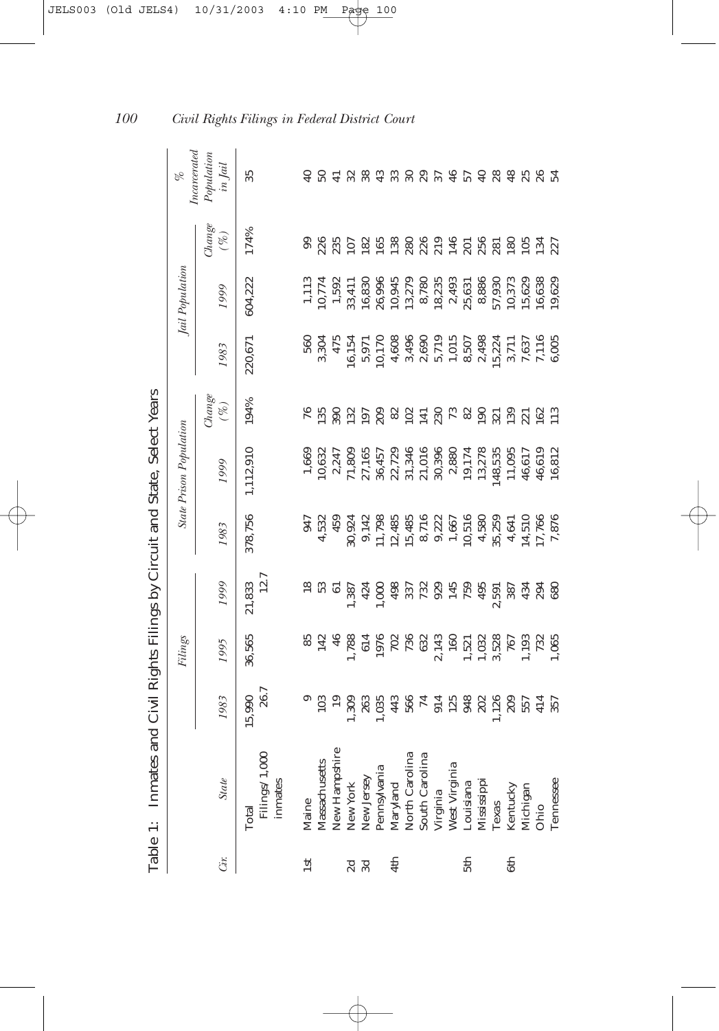Table 1: Inmates and Civil Rights Filings by Circuit and State, Select Years

| Cir. | State | Filings | | | State Prison Population | | | Jail Population | | | % Incarcerated Population in Jail |
|---|---|---|---|---|---|---|---|---|---|---|---|
| | | 1983 | 1995 | 1999 | 1983 | 1999 | Change (%) | 1983 | 1999 | Change (%) | |
| | Total | 15,990 | 36,565 | 21,833 | 378,756 | 1,112,910 | 194% | 220,671 | 604,222 | 174% | 35 |
| | Filings/1,000 inmates | 26.7 | | 12.7 | | | | | | | |
| 1st | Maine | 9 | 85 | 18 | 947 | 1,669 | 76 | 560 | 1,113 | 99 | 40 |
| | Massachusetts | 103 | 142 | 53 | 4,532 | 10,632 | 135 | 3,304 | 10,774 | 226 | 50 |
| | New Hampshire | 19 | 46 | 61 | 459 | 2,247 | 390 | 475 | 1,592 | 235 | 41 |
| 2d | New York | 1,309 | 1,788 | 1,387 | 30,924 | 71,809 | 132 | 16,154 | 33,411 | 107 | 32 |
| 3d | New Jersey | 263 | 614 | 424 | 9,142 | 27,165 | 197 | 5,971 | 16,830 | 182 | 38 |
| | Pennsylvania | 1,035 | 1976 | 1,000 | 11,798 | 36,457 | 209 | 10,170 | 26,996 | 165 | 43 |
| 4th | Maryland | 443 | 702 | 498 | 12,485 | 22,729 | 82 | 4,608 | 10,945 | 138 | 33 |
| | North Carolina | 566 | 736 | 337 | 15,485 | 31,346 | 102 | 3,496 | 13,279 | 280 | 30 |
| | South Carolina | 74 | 632 | 732 | 8,716 | 21,016 | 141 | 2,690 | 8,780 | 226 | 29 |
| | Virginia | 914 | 2,143 | 929 | 9,222 | 30,396 | 230 | 5,719 | 18,235 | 219 | 37 |
| | West Virginia | 125 | 160 | 145 | 1,667 | 2,880 | 73 | 1,015 | 2,493 | 146 | 46 |
| 5th | Louisiana | 948 | 1,521 | 759 | 10,516 | 19,174 | 82 | 8,507 | 25,631 | 201 | 57 |
| | Mississippi | 202 | 1,032 | 495 | 4,580 | 13,278 | 190 | 2,498 | 8,886 | 256 | 40 |
| | Texas | 1,126 | 3,528 | 2,591 | 35,259 | 148,535 | 321 | 15,224 | 57,930 | 281 | 28 |
| 6th | Kentucky | 209 | 767 | 387 | 4,641 | 11,095 | 139 | 3,711 | 10,373 | 180 | 48 |
| | Michigan | 557 | 1,193 | 434 | 14,510 | 46,617 | 221 | 7,637 | 15,629 | 105 | 25 |
| | Ohio | 414 | 732 | 294 | 17,766 | 46,619 | 162 | 7,116 | 16,638 | 134 | 26 |
| | Tennessee | 357 | 1,065 | 680 | 7,876 | 16,812 | 113 | 6,005 | 19,629 | 227 | 54 |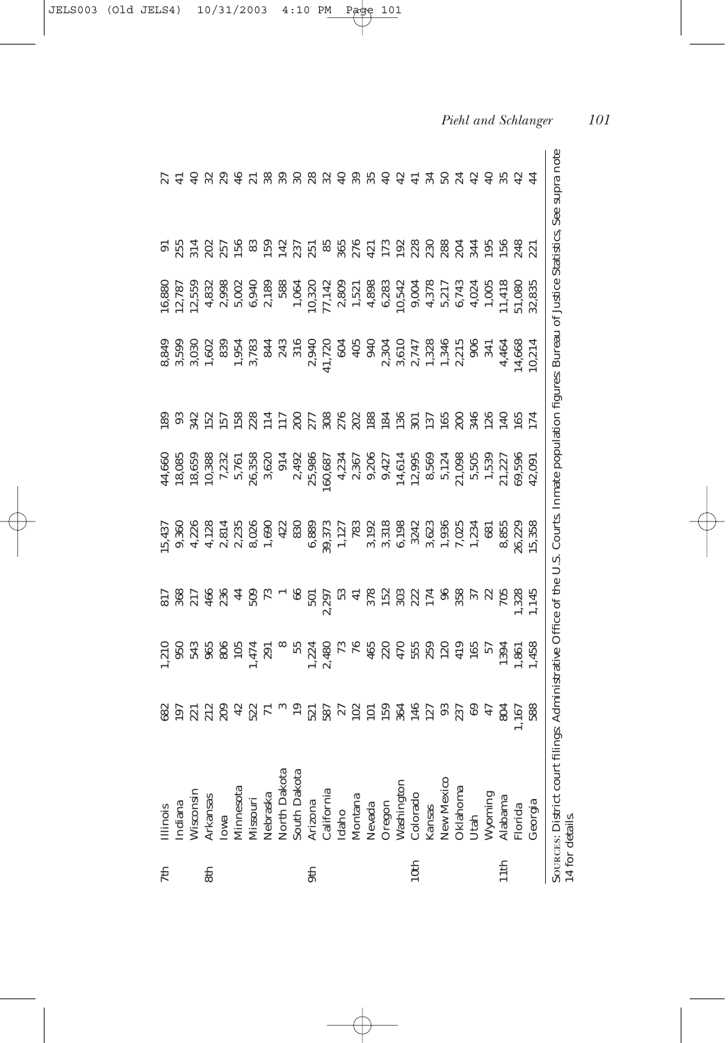| | | | | | | | | | | | |
|---|---|---|---|---|---|---|---|---|---|---|---|
| 7th | Illinois | 682 | 1,210 | 817 | 15,437 | 44,660 | 189 | 8,849 | 16,880 | 91 | 27 |
| | Indiana | 197 | 950 | 368 | 9,360 | 18,085 | 93 | 3,599 | 12,787 | 255 | 41 |
| | Wisconsin | 221 | 543 | 217 | 4,226 | 18,659 | 342 | 3,030 | 12,559 | 314 | 40 |
| 8th | Arkansas | 212 | 965 | 466 | 4,128 | 10,388 | 152 | 1,602 | 4,832 | 202 | 32 |
| | Iowa | 209 | 806 | 236 | 2,814 | 7,232 | 157 | 839 | 2,998 | 257 | 29 |
| | Minnesota | 42 | 105 | 44 | 2,235 | 5,761 | 158 | 1,954 | 5,002 | 156 | 46 |
| | Missouri | 522 | 1,474 | 509 | 8,026 | 26,358 | 228 | 3,783 | 6,940 | 83 | 21 |
| | Nebraska | 71 | 291 | 73 | 1,690 | 3,620 | 114 | 844 | 2,189 | 159 | 38 |
| | North Dakota | 3 | 8 | 1 | 422 | 914 | 117 | 243 | 588 | 142 | 39 |
| | South Dakota | 19 | 55 | 66 | 830 | 2,492 | 200 | 316 | 1,064 | 237 | 30 |
| 9th | Arizona | 521 | 1,224 | 501 | 6,889 | 25,986 | 277 | 2,940 | 10,320 | 251 | 28 |
| | California | 587 | 2,480 | 2,297 | 39,373 | 160,687 | 308 | 41,720 | 77,142 | 85 | 32 |
| | Idaho | 27 | 73 | 53 | 1,127 | 4,234 | 276 | 604 | 2,809 | 365 | 40 |
| | Montana | 102 | 76 | 41 | 783 | 2,367 | 202 | 405 | 1,521 | 276 | 39 |
| | Nevada | 101 | 465 | 378 | 3,192 | 9,206 | 188 | 940 | 4,898 | 421 | 35 |
| | Oregon | 159 | 220 | 152 | 3,318 | 9,427 | 184 | 2,304 | 6,283 | 173 | 40 |
| | Washington | 364 | 470 | 303 | 6,198 | 14,614 | 136 | 3,610 | 10,542 | 192 | 42 |
| 10th | Colorado | 146 | 555 | 222 | 3242 | 12,995 | 301 | 2,747 | 9,004 | 228 | 41 |
| | Kansas | 127 | 259 | 174 | 3,623 | 8,569 | 137 | 1,328 | 4,378 | 230 | 34 |
| | New Mexico | 93 | 120 | 96 | 1,936 | 5,124 | 165 | 1,346 | 5,217 | 288 | 50 |
| | Oklahoma | 237 | 419 | 358 | 7,025 | 21,098 | 200 | 2,215 | 6,743 | 204 | 24 |
| | Utah | 69 | 165 | 37 | 1,234 | 5,505 | 346 | 906 | 4,024 | 344 | 42 |
| | Wyoming | 47 | 57 | 22 | 681 | 1,539 | 126 | 341 | 1,005 | 195 | 40 |
| 11th | Alabama | 804 | 1394 | 705 | 8,855 | 21,227 | 140 | 4,464 | 11,418 | 156 | 35 |
| | Florida | 1,167 | 1,861 | 1,328 | 26,229 | 69,596 | 165 | 14,668 | 51,080 | 248 | 42 |
| | Georgia | 588 | 1,458 | 1,145 | 15,358 | 42,091 | 174 | 10,214 | 32,835 | 221 | 44 |

SOURCES: District court filings: Administrative Office of the U.S. Courts. Inmate population figures: Bureau of Justice Statistics. See supra note 14 for details.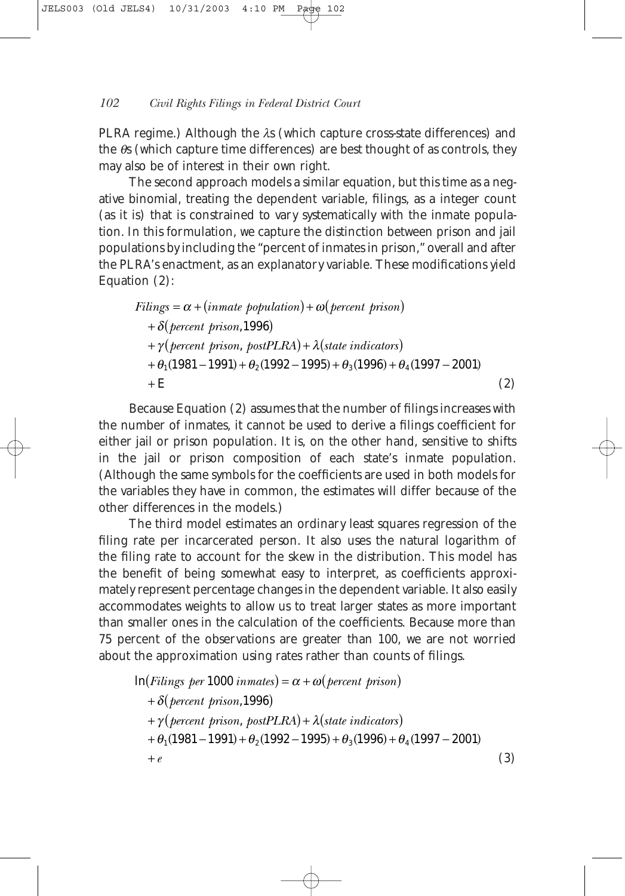PLRA regime.) Although the $\lambda$s (which capture cross-state differences) and the $\theta$s (which capture time differences) are best thought of as controls, they may also be of interest in their own right.

The second approach models a similar equation, but this time as a negative binomial, treating the dependent variable, filings, as a integer count (as it is) that is constrained to vary systematically with the inmate population. In this formulation, we capture the distinction between prison and jail populations by including the "percent of inmates in prison," overall and after the PLRA's enactment, as an explanatory variable. These modifications yield Equation (2):

$$
\begin{aligned}
Filings = {} & \alpha + (inmate\ population) + \omega(percent\ prison) \\
& + \delta(percent\ prison, 1996) \\
& + \gamma(percent\ prison,\ postPLRA) + \lambda(state\ indicators) \\
& + \theta_1(1981-1991) + \theta_2(1992-1995) + \theta_3(1996) + \theta_4(1997-2001) \\
& + E \qquad (2)
\end{aligned}
$$

Because Equation (2) assumes that the number of filings increases with the number of inmates, it cannot be used to derive a filings coefficient for either jail or prison population. It is, on the other hand, sensitive to shifts in the jail or prison composition of each state's inmate population. (Although the same symbols for the coefficients are used in both models for the variables they have in common, the estimates will differ because of the other differences in the models.)

The third model estimates an ordinary least squares regression of the filing rate per incarcerated person. It also uses the natural logarithm of the filing rate to account for the skew in the distribution. This model has the benefit of being somewhat easy to interpret, as coefficients approximately represent percentage changes in the dependent variable. It also easily accommodates weights to allow us to treat larger states as more important than smaller ones in the calculation of the coefficients. Because more than 75 percent of the observations are greater than 100, we are not worried about the approximation using rates rather than counts of filings.

$$
\begin{aligned}
\ln(Filings\ per\ 1000\ inmates) = {} & \alpha + \omega(percent\ prison) \\
& + \delta(percent\ prison, 1996) \\
& + \gamma(percent\ prison,\ postPLRA) + \lambda(state\ indicators) \\
& + \theta_1(1981-1991) + \theta_2(1992-1995) + \theta_3(1996) + \theta_4(1997-2001) \\
& + e \qquad (3)
\end{aligned}
$$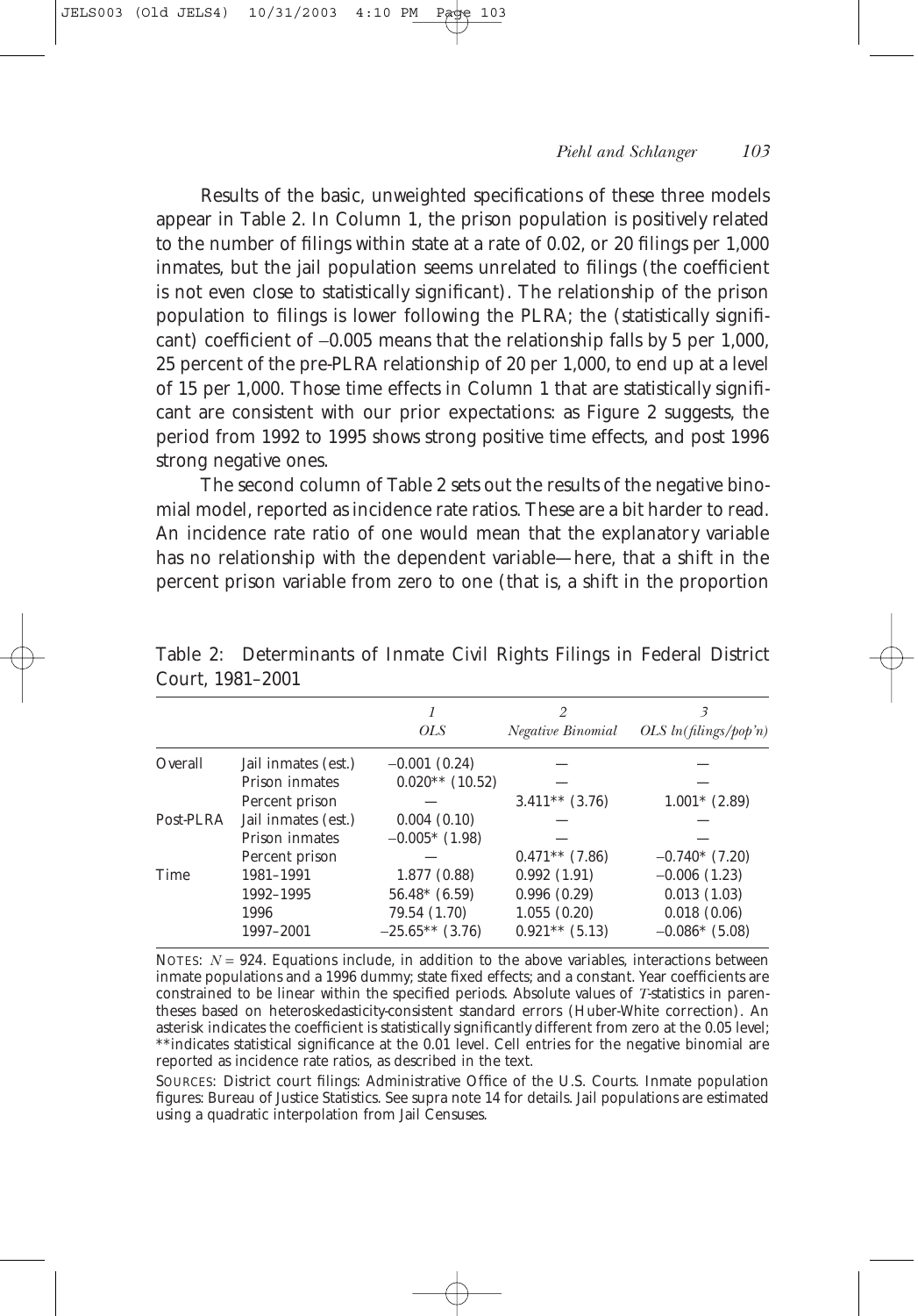Results of the basic, unweighted specifications of these three models appear in Table 2. In Column 1, the prison population is positively related to the number of filings within state at a rate of 0.02, or 20 filings per 1,000 inmates, but the jail population seems unrelated to filings (the coefficient is not even close to statistically significant). The relationship of the prison population to filings is lower following the PLRA; the (statistically significant) coefficient of −0.005 means that the relationship falls by 5 per 1,000, 25 percent of the pre-PLRA relationship of 20 per 1,000, to end up at a level of 15 per 1,000. Those time effects in Column 1 that are statistically significant are consistent with our prior expectations: as Figure 2 suggests, the period from 1992 to 1995 shows strong positive time effects, and post 1996 strong negative ones.

The second column of Table 2 sets out the results of the negative binomial model, reported as incidence rate ratios. These are a bit harder to read. An incidence rate ratio of one would mean that the explanatory variable has no relationship with the dependent variable—here, that a shift in the percent prison variable from zero to one (that is, a shift in the proportion

Table 2: Determinants of Inmate Civil Rights Filings in Federal District Court, 1981–2001

| | | 1<br>*OLS* | 2<br>*Negative Binomial* | 3<br>*OLS ln(filings/pop'n)* |
|---|---|---|---|---|
| Overall | Jail inmates (est.) | −0.001 (0.24) | — | — |
| | Prison inmates | 0.020** (10.52) | — | — |
| | Percent prison | — | 3.411** (3.76) | 1.001* (2.89) |
| Post-PLRA | Jail inmates (est.) | 0.004 (0.10) | — | — |
| | Prison inmates | −0.005* (1.98) | — | — |
| | Percent prison | — | 0.471** (7.86) | −0.740* (7.20) |
| Time | 1981–1991 | 1.877 (0.88) | 0.992 (1.91) | −0.006 (1.23) |
| | 1992–1995 | 56.48* (6.59) | 0.996 (0.29) | 0.013 (1.03) |
| | 1996 | 79.54 (1.70) | 1.055 (0.20) | 0.018 (0.06) |
| | 1997–2001 | −25.65** (3.76) | 0.921** (5.13) | −0.086* (5.08) |

NOTES: $N = 924$. Equations include, in addition to the above variables, interactions between inmate populations and a 1996 dummy; state fixed effects; and a constant. Year coefficients are constrained to be linear within the specified periods. Absolute values of $T$-statistics in parentheses based on heteroskedasticity-consistent standard errors (Huber-White correction). An asterisk indicates the coefficient is statistically significantly different from zero at the 0.05 level; **indicates statistical significance at the 0.01 level. Cell entries for the negative binomial are reported as incidence rate ratios, as described in the text.

SOURCES: District court filings: Administrative Office of the U.S. Courts. Inmate population figures: Bureau of Justice Statistics. See supra note 14 for details. Jail populations are estimated using a quadratic interpolation from Jail Censuses.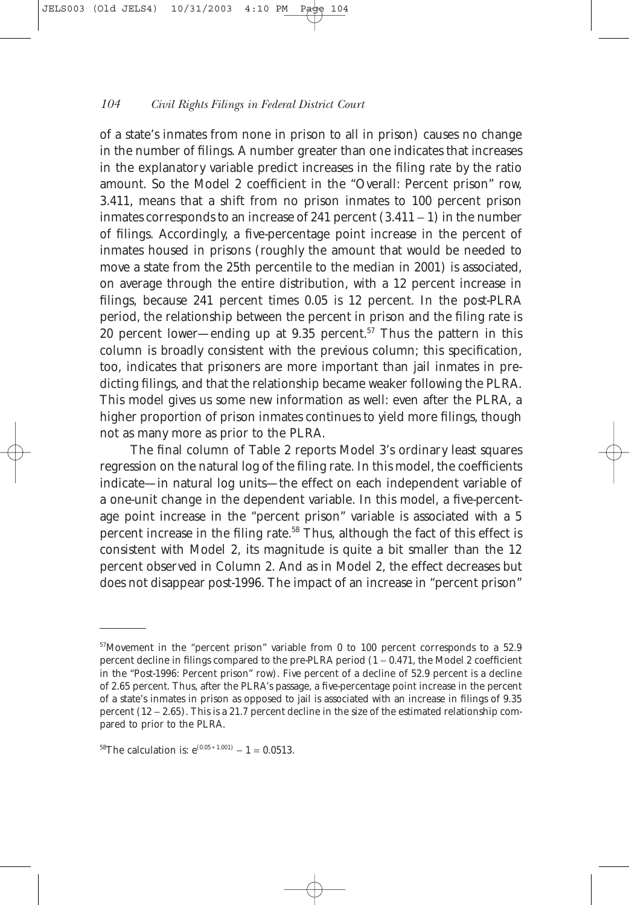of a state's inmates from none in prison to all in prison) causes no change in the number of filings. A number greater than one indicates that increases in the explanatory variable predict increases in the filing rate by the ratio amount. So the Model 2 coefficient in the "Overall: Percent prison" row, 3.411, means that a shift from no prison inmates to 100 percent prison inmates corresponds to an increase of 241 percent ($3.411 - 1$) in the number of filings. Accordingly, a five-percentage point increase in the percent of inmates housed in prisons (roughly the amount that would be needed to move a state from the 25th percentile to the median in 2001) is associated, on average through the entire distribution, with a 12 percent increase in filings, because 241 percent times 0.05 is 12 percent. In the post-PLRA period, the relationship between the percent in prison and the filing rate is 20 percent lower—ending up at 9.35 percent.[57] Thus the pattern in this column is broadly consistent with the previous column; this specification, too, indicates that prisoners are more important than jail inmates in predicting filings, and that the relationship became weaker following the PLRA. This model gives us some new information as well: even after the PLRA, a higher proportion of prison inmates continues to yield more filings, though not as many more as prior to the PLRA.

The final column of Table 2 reports Model 3's ordinary least squares regression on the natural log of the filing rate. In this model, the coefficients indicate—in natural log units—the effect on each independent variable of a one-unit change in the dependent variable. In this model, a five-percentage point increase in the "percent prison" variable is associated with a 5 percent increase in the filing rate.[58] Thus, although the fact of this effect is consistent with Model 2, its magnitude is quite a bit smaller than the 12 percent observed in Column 2. And as in Model 2, the effect decreases but does not disappear post-1996. The impact of an increase in "percent prison"

---

[57]Movement in the "percent prison" variable from 0 to 100 percent corresponds to a 52.9 percent decline in filings compared to the pre-PLRA period ($1 - 0.471$, the Model 2 coefficient in the "Post-1996: Percent prison" row). Five percent of a decline of 52.9 percent is a decline of 2.65 percent. Thus, after the PLRA's passage, a five-percentage point increase in the percent of a state's inmates in prison as opposed to jail is associated with an increase in filings of 9.35 percent ($12 - 2.65$). This is a 21.7 percent decline in the size of the estimated relationship compared to prior to the PLRA.

[58]The calculation is: $e^{(0.05 * 1.001)} - 1 = 0.0513$.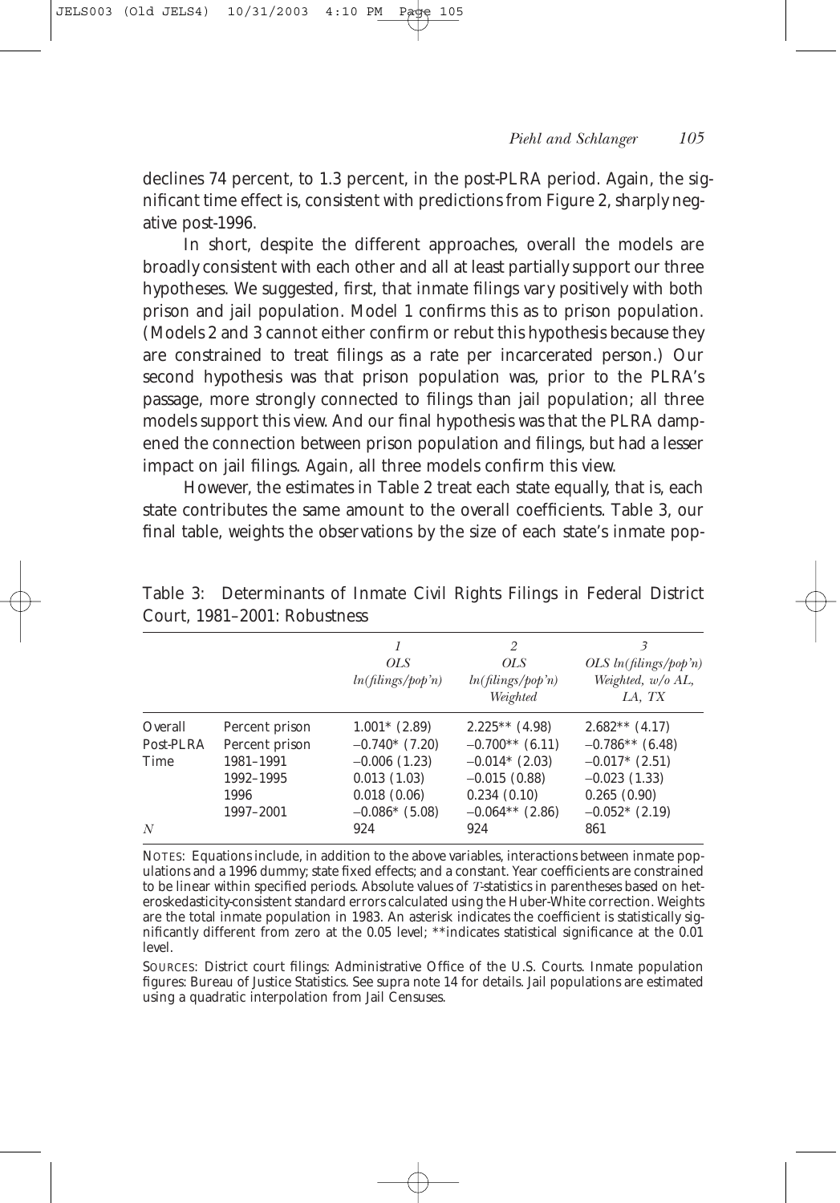declines 74 percent, to 1.3 percent, in the post-PLRA period. Again, the significant time effect is, consistent with predictions from Figure 2, sharply negative post-1996.

In short, despite the different approaches, overall the models are broadly consistent with each other and all at least partially support our three hypotheses. We suggested, first, that inmate filings vary positively with both prison and jail population. Model 1 confirms this as to prison population. (Models 2 and 3 cannot either confirm or rebut this hypothesis because they are constrained to treat filings as a rate per incarcerated person.) Our second hypothesis was that prison population was, prior to the PLRA's passage, more strongly connected to filings than jail population; all three models support this view. And our final hypothesis was that the PLRA dampened the connection between prison population and filings, but had a lesser impact on jail filings. Again, all three models confirm this view.

However, the estimates in Table 2 treat each state equally, that is, each state contributes the same amount to the overall coefficients. Table 3, our final table, weights the observations by the size of each state's inmate pop-

Table 3: Determinants of Inmate Civil Rights Filings in Federal District Court, 1981–2001: Robustness

| | | *1* *OLS* *ln(filings/pop'n)* | *2* *OLS* *ln(filings/pop'n)* *Weighted* | *3* *OLS ln(filings/pop'n)* *Weighted, w/o AL, LA, TX* |
|---|---|---|---|---|
| Overall | Percent prison | 1.001* (2.89) | 2.225** (4.98) | 2.682** (4.17) |
| Post-PLRA | Percent prison | −0.740* (7.20) | −0.700** (6.11) | −0.786** (6.48) |
| Time | 1981–1991 | −0.006 (1.23) | −0.014* (2.03) | −0.017* (2.51) |
| | 1992–1995 | 0.013 (1.03) | −0.015 (0.88) | −0.023 (1.33) |
| | 1996 | 0.018 (0.06) | 0.234 (0.10) | 0.265 (0.90) |
| | 1997–2001 | −0.086* (5.08) | −0.064** (2.86) | −0.052* (2.19) |
| *N* | | 924 | 924 | 861 |

NOTES: Equations include, in addition to the above variables, interactions between inmate populations and a 1996 dummy; state fixed effects; and a constant. Year coefficients are constrained to be linear within specified periods. Absolute values of *T*-statistics in parentheses based on heteroskedasticity-consistent standard errors calculated using the Huber-White correction. Weights are the total inmate population in 1983. An asterisk indicates the coefficient is statistically significantly different from zero at the 0.05 level; **indicates statistical significance at the 0.01 level.

SOURCES: District court filings: Administrative Office of the U.S. Courts. Inmate population figures: Bureau of Justice Statistics. See supra note 14 for details. Jail populations are estimated using a quadratic interpolation from Jail Censuses.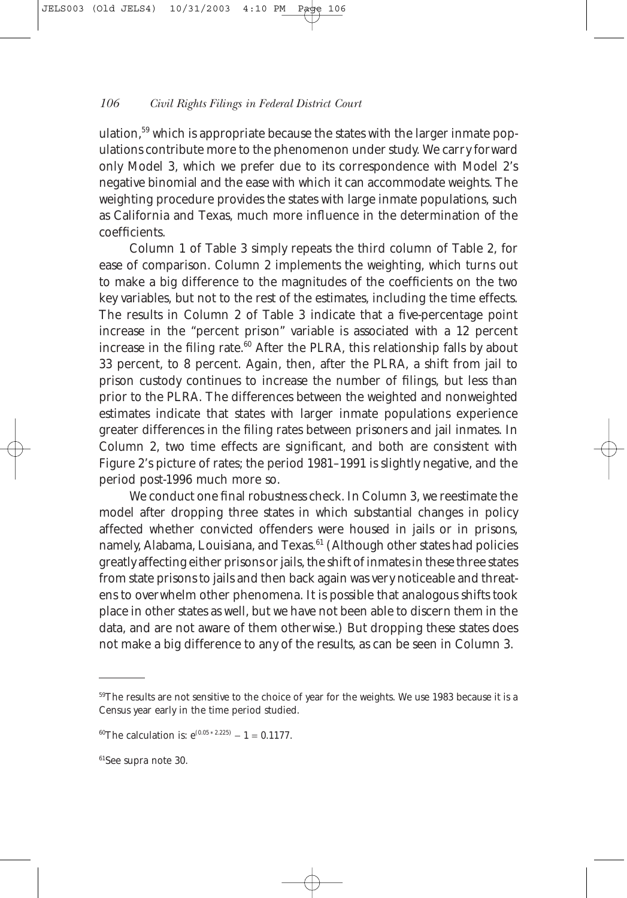ulation,[59] which is appropriate because the states with the larger inmate populations contribute more to the phenomenon under study. We carry forward only Model 3, which we prefer due to its correspondence with Model 2's negative binomial and the ease with which it can accommodate weights. The weighting procedure provides the states with large inmate populations, such as California and Texas, much more influence in the determination of the coefficients.

Column 1 of Table 3 simply repeats the third column of Table 2, for ease of comparison. Column 2 implements the weighting, which turns out to make a big difference to the magnitudes of the coefficients on the two key variables, but not to the rest of the estimates, including the time effects. The results in Column 2 of Table 3 indicate that a five-percentage point increase in the "percent prison" variable is associated with a 12 percent increase in the filing rate.[60] After the PLRA, this relationship falls by about 33 percent, to 8 percent. Again, then, after the PLRA, a shift from jail to prison custody continues to increase the number of filings, but less than prior to the PLRA. The differences between the weighted and nonweighted estimates indicate that states with larger inmate populations experience greater differences in the filing rates between prisoners and jail inmates. In Column 2, two time effects are significant, and both are consistent with Figure 2's picture of rates; the period 1981–1991 is slightly negative, and the period post-1996 much more so.

We conduct one final robustness check. In Column 3, we reestimate the model after dropping three states in which substantial changes in policy affected whether convicted offenders were housed in jails or in prisons, namely, Alabama, Louisiana, and Texas.[61] (Although other states had policies greatly affecting either prisons or jails, the shift of inmates in these three states from state prisons to jails and then back again was very noticeable and threatens to overwhelm other phenomena. It is possible that analogous shifts took place in other states as well, but we have not been able to discern them in the data, and are not aware of them otherwise.) But dropping these states does not make a big difference to any of the results, as can be seen in Column 3.

---

[59]The results are not sensitive to the choice of year for the weights. We use 1983 because it is a Census year early in the time period studied.

[60]The calculation is: $e^{(0.05 * 2.225)} - 1 = 0.1177$.

[61]See supra note 30.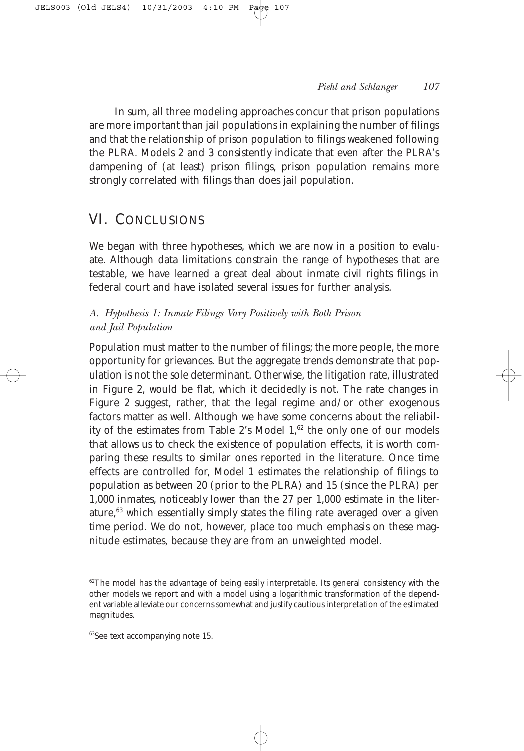In sum, all three modeling approaches concur that prison populations are more important than jail populations in explaining the number of filings and that the relationship of prison population to filings weakened following the PLRA. Models 2 and 3 consistently indicate that even after the PLRA's dampening of (at least) prison filings, prison population remains more strongly correlated with filings than does jail population.

## VI. Conclusions

We began with three hypotheses, which we are now in a position to evaluate. Although data limitations constrain the range of hypotheses that are testable, we have learned a great deal about inmate civil rights filings in federal court and have isolated several issues for further analysis.

### *A. Hypothesis 1: Inmate Filings Vary Positively with Both Prison and Jail Population*

Population must matter to the number of filings; the more people, the more opportunity for grievances. But the aggregate trends demonstrate that population is not the sole determinant. Otherwise, the litigation rate, illustrated in Figure 2, would be flat, which it decidedly is not. The rate changes in Figure 2 suggest, rather, that the legal regime and/or other exogenous factors matter as well. Although we have some concerns about the reliability of the estimates from Table 2's Model 1,[62] the only one of our models that allows us to check the existence of population effects, it is worth comparing these results to similar ones reported in the literature. Once time effects are controlled for, Model 1 estimates the relationship of filings to population as between 20 (prior to the PLRA) and 15 (since the PLRA) per 1,000 inmates, noticeably lower than the 27 per 1,000 estimate in the literature,[63] which essentially simply states the filing rate averaged over a given time period. We do not, however, place too much emphasis on these magnitude estimates, because they are from an unweighted model.

---

[62]The model has the advantage of being easily interpretable. Its general consistency with the other models we report and with a model using a logarithmic transformation of the dependent variable alleviate our concerns somewhat and justify cautious interpretation of the estimated magnitudes.

[63]See text accompanying note 15.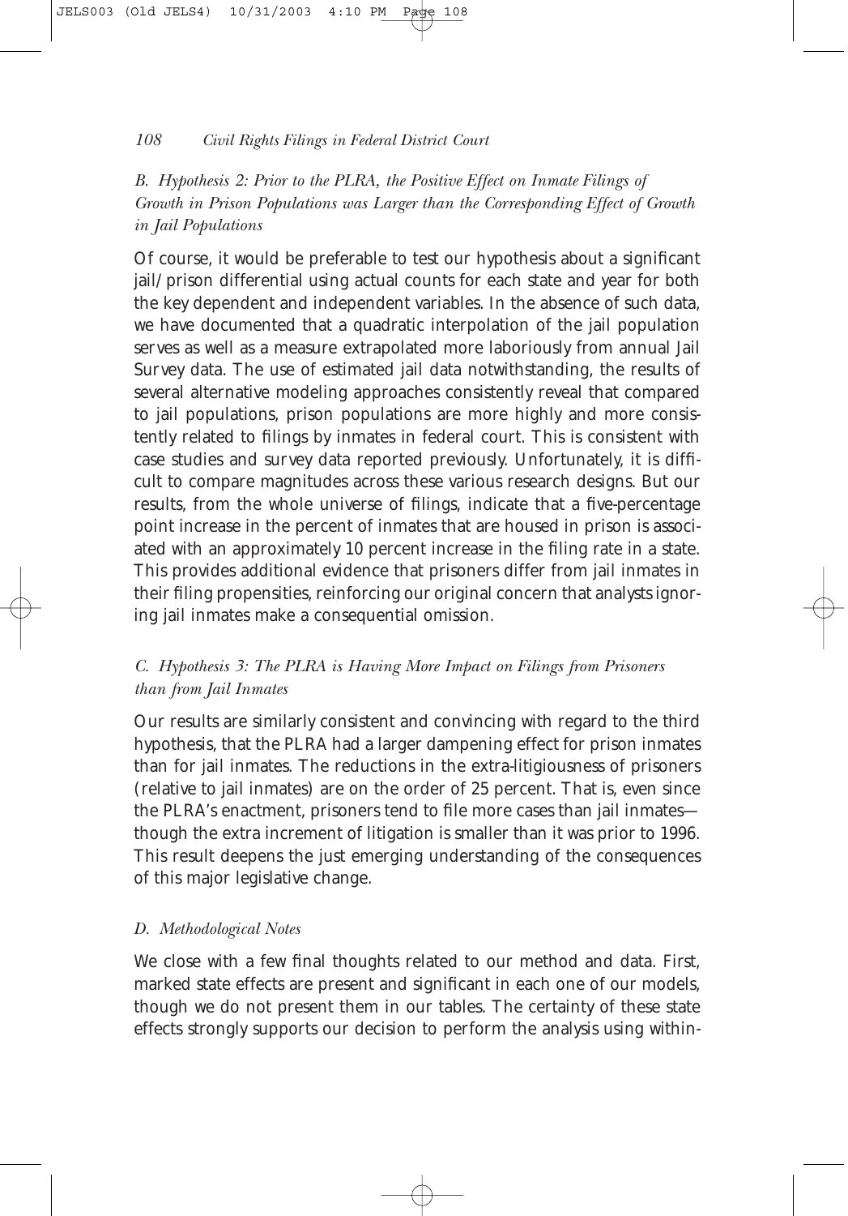### *B. Hypothesis 2: Prior to the PLRA, the Positive Effect on Inmate Filings of Growth in Prison Populations was Larger than the Corresponding Effect of Growth in Jail Populations*

Of course, it would be preferable to test our hypothesis about a significant jail/prison differential using actual counts for each state and year for both the key dependent and independent variables. In the absence of such data, we have documented that a quadratic interpolation of the jail population serves as well as a measure extrapolated more laboriously from annual Jail Survey data. The use of estimated jail data notwithstanding, the results of several alternative modeling approaches consistently reveal that compared to jail populations, prison populations are more highly and more consistently related to filings by inmates in federal court. This is consistent with case studies and survey data reported previously. Unfortunately, it is difficult to compare magnitudes across these various research designs. But our results, from the whole universe of filings, indicate that a five-percentage point increase in the percent of inmates that are housed in prison is associated with an approximately 10 percent increase in the filing rate in a state. This provides additional evidence that prisoners differ from jail inmates in their filing propensities, reinforcing our original concern that analysts ignoring jail inmates make a consequential omission.

### *C. Hypothesis 3: The PLRA is Having More Impact on Filings from Prisoners than from Jail Inmates*

Our results are similarly consistent and convincing with regard to the third hypothesis, that the PLRA had a larger dampening effect for prison inmates than for jail inmates. The reductions in the extra-litigiousness of prisoners (relative to jail inmates) are on the order of 25 percent. That is, even since the PLRA's enactment, prisoners tend to file more cases than jail inmates—though the extra increment of litigation is smaller than it was prior to 1996. This result deepens the just emerging understanding of the consequences of this major legislative change.

### *D. Methodological Notes*

We close with a few final thoughts related to our method and data. First, marked state effects are present and significant in each one of our models, though we do not present them in our tables. The certainty of these state effects strongly supports our decision to perform the analysis using within-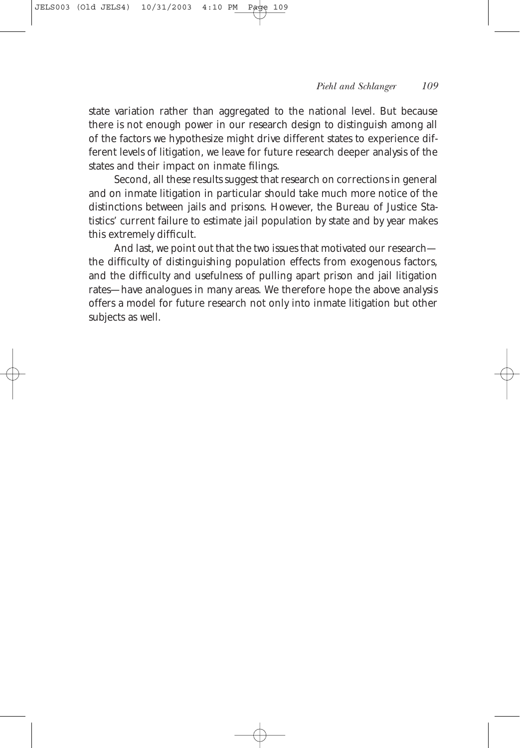state variation rather than aggregated to the national level. But because there is not enough power in our research design to distinguish among all of the factors we hypothesize might drive different states to experience different levels of litigation, we leave for future research deeper analysis of the states and their impact on inmate filings.

Second, all these results suggest that research on corrections in general and on inmate litigation in particular should take much more notice of the distinctions between jails and prisons. However, the Bureau of Justice Statistics' current failure to estimate jail population by state and by year makes this extremely difficult.

And last, we point out that the two issues that motivated our research—the difficulty of distinguishing population effects from exogenous factors, and the difficulty and usefulness of pulling apart prison and jail litigation rates—have analogues in many areas. We therefore hope the above analysis offers a model for future research not only into inmate litigation but other subjects as well.